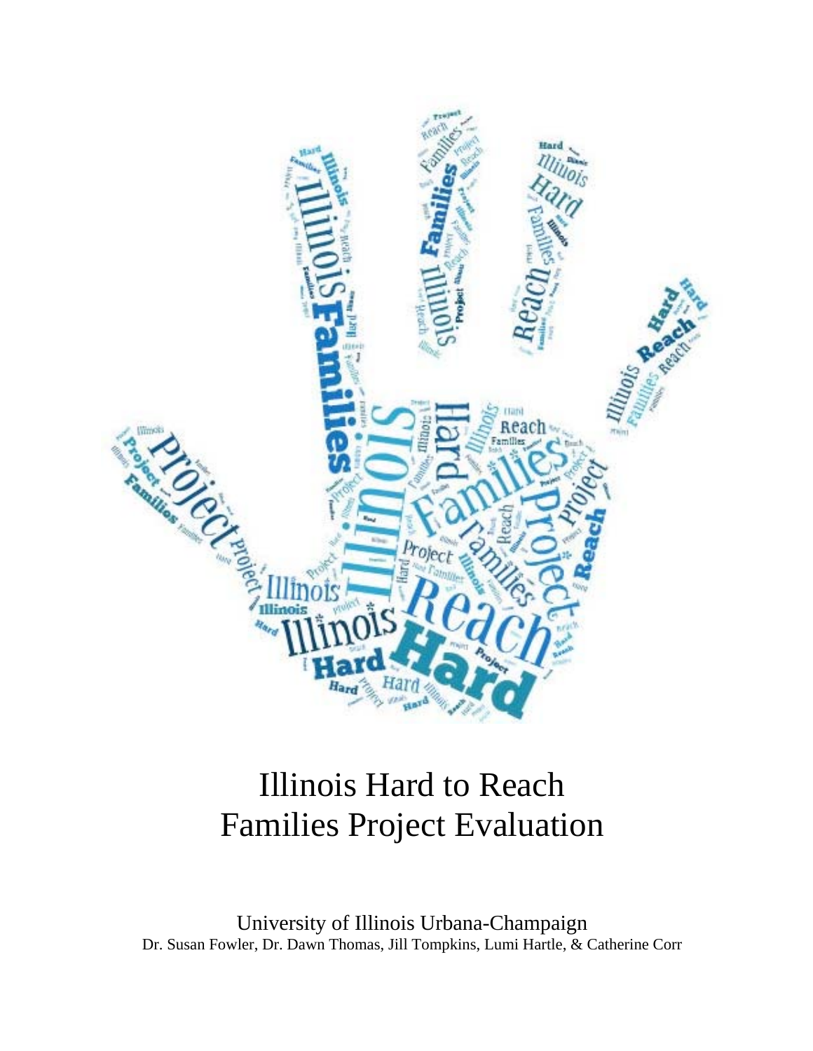# Illinois Hard to Reach Families Project Evaluation

University of Illinois Urbana-Champaign

Dr. Susan Fowler, Dr. Dawn Thomas, Jill Tompkins, Lumi Hartle, & Catherine Corr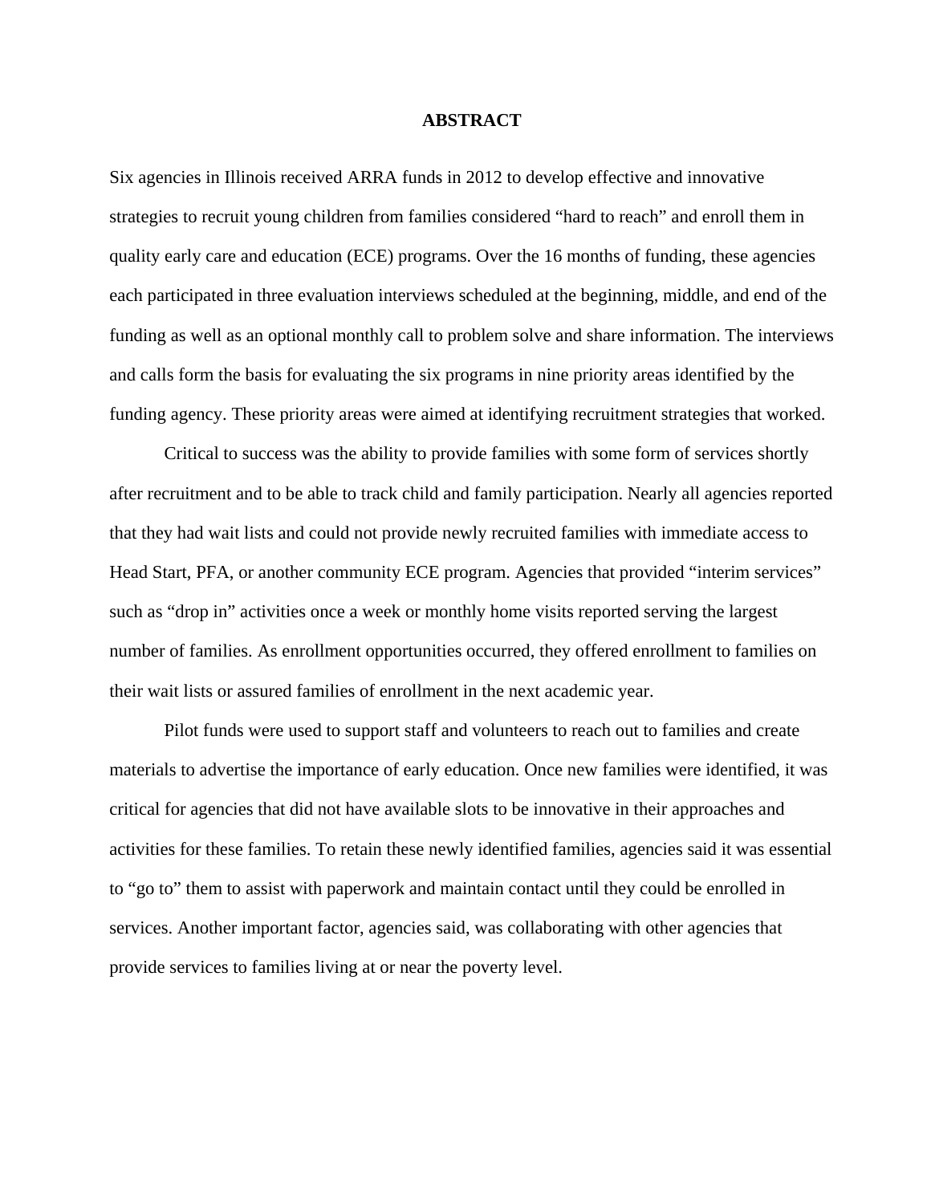# ABSTRACT

Six agencies in Illinois received ARRA funds in 2012 to develop effective and innovative strategies to recruit young children from families considered "hard to reach" and enroll them in quality early care and education (ECE) programs. Over the 16 months of funding, these agencies each participated in three evaluation interviews scheduled at the beginning, middle, and end of the funding as well as an optional monthly call to problem solve and share information. The interviews and calls form the basis for evaluating the six programs in nine priority areas identified by the funding agency. These priority areas were aimed at identifying recruitment strategies that worked.

Critical to success was the ability to provide families with some form of services shortly after recruitment and to be able to track child and family participation. Nearly all agencies reported that they had wait lists and could not provide newly recruited families with immediate access to Head Start, PFA, or another community ECE program. Agencies that provided "interim services" such as "drop in" activities once a week or monthly home visits reported serving the largest number of families. As enrollment opportunities occurred, they offered enrollment to families on their wait lists or assured families of enrollment in the next academic year.

Pilot funds were used to support staff and volunteers to reach out to families and create materials to advertise the importance of early education. Once new families were identified, it was critical for agencies that did not have available slots to be innovative in their approaches and activities for these families. To retain these newly identified families, agencies said it was essential to "go to" them to assist with paperwork and maintain contact until they could be enrolled in services. Another important factor, agencies said, was collaborating with other agencies that provide services to families living at or near the poverty level.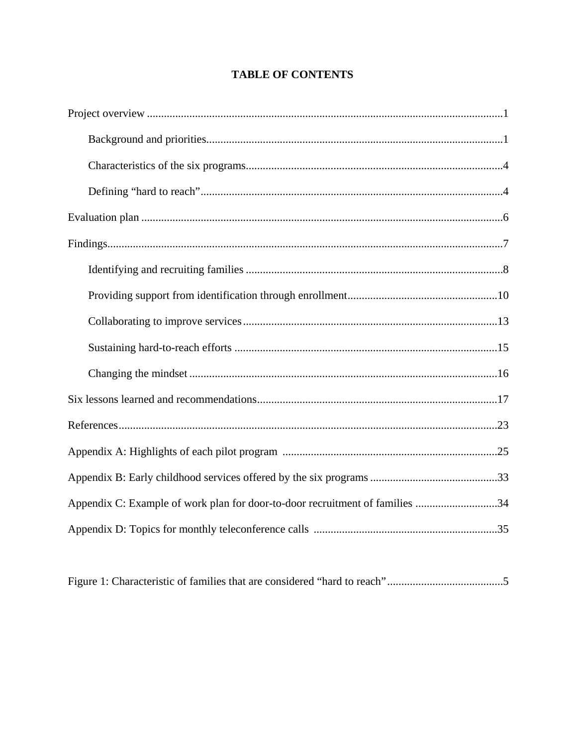# TABLE OF CONTENTS

Project overview ............................................................................................................................1

  Background and priorities........................................................................................................1

  Characteristics of the six programs..........................................................................................4

  Defining "hard to reach"..........................................................................................................4

Evaluation plan ..............................................................................................................................6

Findings..........................................................................................................................................7

  Identifying and recruiting families ..........................................................................................8

  Providing support from identification through enrollment.....................................................10

  Collaborating to improve services.........................................................................................13

  Sustaining hard-to-reach efforts ............................................................................................15

  Changing the mindset ............................................................................................................16

Six lessons learned and recommendations....................................................................................17

References....................................................................................................................................23

Appendix A: Highlights of each pilot program ...........................................................................25

Appendix B: Early childhood services offered by the six programs .............................................33

Appendix C: Example of work plan for door-to-door recruitment of families .............................34

Appendix D: Topics for monthly teleconference calls ................................................................35

Figure 1: Characteristic of families that are considered "hard to reach".........................................5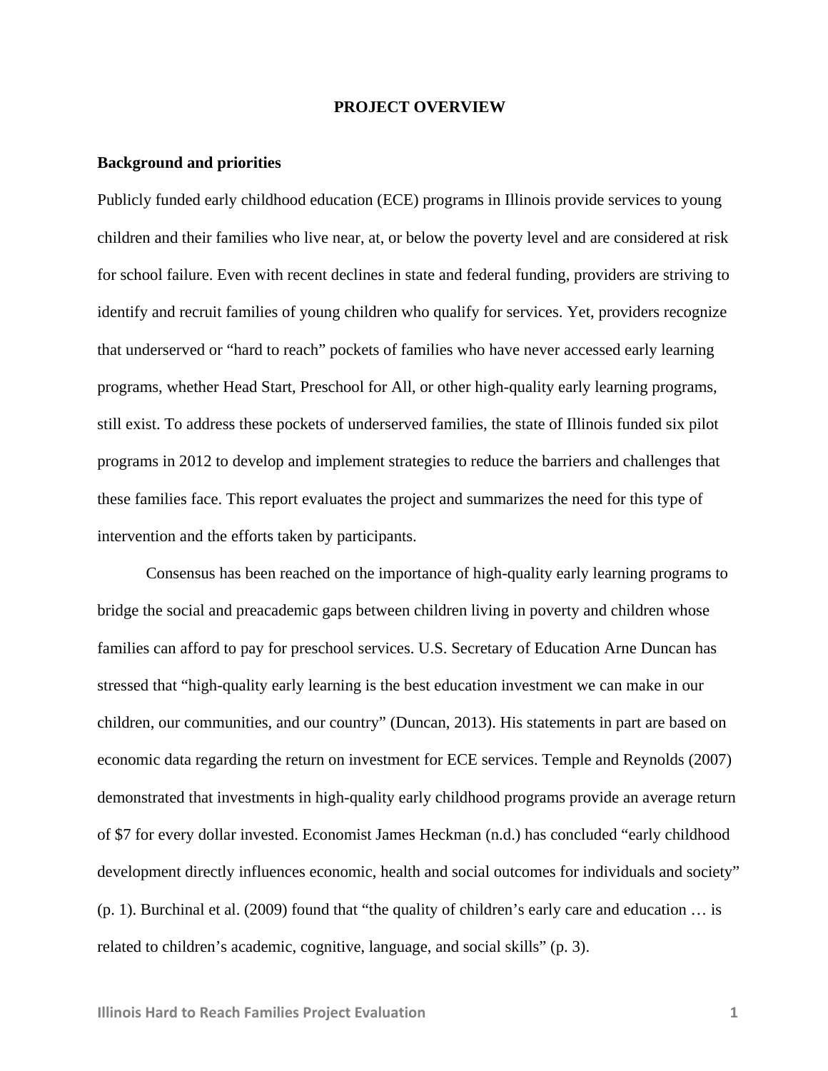# PROJECT OVERVIEW

## Background and priorities

Publicly funded early childhood education (ECE) programs in Illinois provide services to young children and their families who live near, at, or below the poverty level and are considered at risk for school failure. Even with recent declines in state and federal funding, providers are striving to identify and recruit families of young children who qualify for services. Yet, providers recognize that underserved or "hard to reach" pockets of families who have never accessed early learning programs, whether Head Start, Preschool for All, or other high-quality early learning programs, still exist. To address these pockets of underserved families, the state of Illinois funded six pilot programs in 2012 to develop and implement strategies to reduce the barriers and challenges that these families face. This report evaluates the project and summarizes the need for this type of intervention and the efforts taken by participants.

Consensus has been reached on the importance of high-quality early learning programs to bridge the social and preacademic gaps between children living in poverty and children whose families can afford to pay for preschool services. U.S. Secretary of Education Arne Duncan has stressed that "high-quality early learning is the best education investment we can make in our children, our communities, and our country" (Duncan, 2013). His statements in part are based on economic data regarding the return on investment for ECE services. Temple and Reynolds (2007) demonstrated that investments in high-quality early childhood programs provide an average return of $7 for every dollar invested. Economist James Heckman (n.d.) has concluded "early childhood development directly influences economic, health and social outcomes for individuals and society" (p. 1). Burchinal et al. (2009) found that "the quality of children's early care and education … is related to children's academic, cognitive, language, and social skills" (p. 3).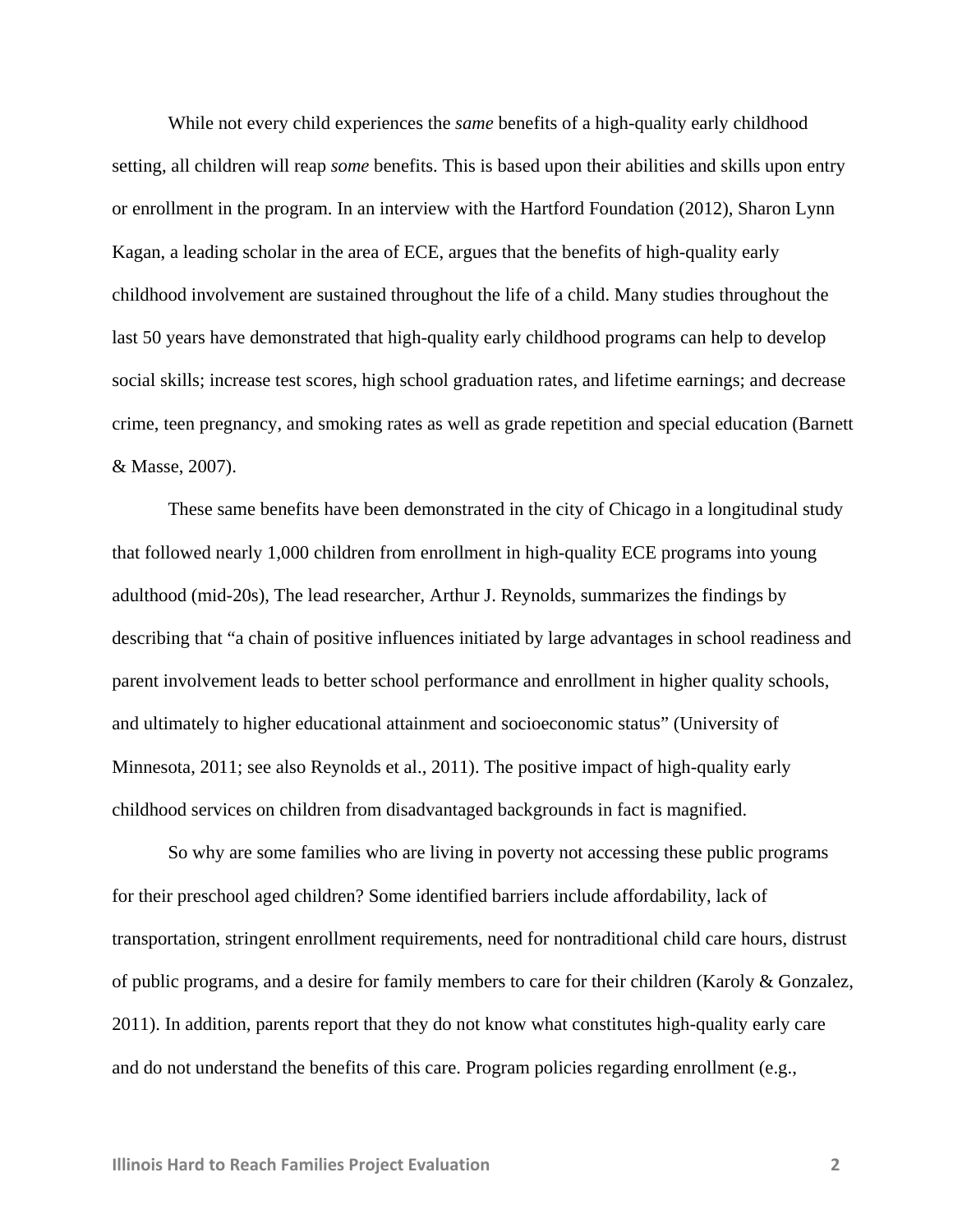While not every child experiences the *same* benefits of a high-quality early childhood setting, all children will reap *some* benefits. This is based upon their abilities and skills upon entry or enrollment in the program. In an interview with the Hartford Foundation (2012), Sharon Lynn Kagan, a leading scholar in the area of ECE, argues that the benefits of high-quality early childhood involvement are sustained throughout the life of a child. Many studies throughout the last 50 years have demonstrated that high-quality early childhood programs can help to develop social skills; increase test scores, high school graduation rates, and lifetime earnings; and decrease crime, teen pregnancy, and smoking rates as well as grade repetition and special education (Barnett & Masse, 2007).

These same benefits have been demonstrated in the city of Chicago in a longitudinal study that followed nearly 1,000 children from enrollment in high-quality ECE programs into young adulthood (mid-20s), The lead researcher, Arthur J. Reynolds, summarizes the findings by describing that "a chain of positive influences initiated by large advantages in school readiness and parent involvement leads to better school performance and enrollment in higher quality schools, and ultimately to higher educational attainment and socioeconomic status" (University of Minnesota, 2011; see also Reynolds et al., 2011). The positive impact of high-quality early childhood services on children from disadvantaged backgrounds in fact is magnified.

So why are some families who are living in poverty not accessing these public programs for their preschool aged children? Some identified barriers include affordability, lack of transportation, stringent enrollment requirements, need for nontraditional child care hours, distrust of public programs, and a desire for family members to care for their children (Karoly & Gonzalez, 2011). In addition, parents report that they do not know what constitutes high-quality early care and do not understand the benefits of this care. Program policies regarding enrollment (e.g.,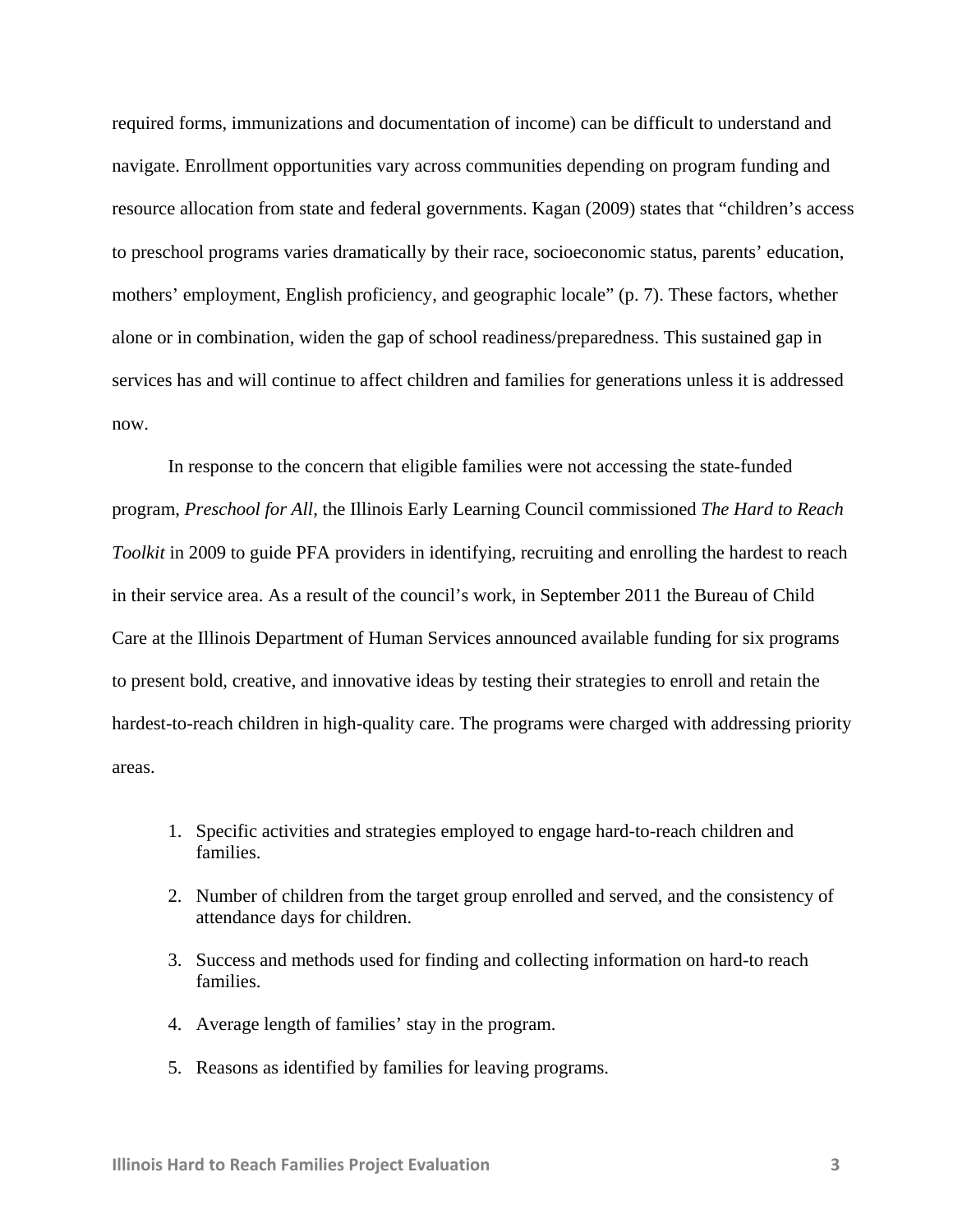required forms, immunizations and documentation of income) can be difficult to understand and navigate. Enrollment opportunities vary across communities depending on program funding and resource allocation from state and federal governments. Kagan (2009) states that "children's access to preschool programs varies dramatically by their race, socioeconomic status, parents' education, mothers' employment, English proficiency, and geographic locale" (p. 7). These factors, whether alone or in combination, widen the gap of school readiness/preparedness. This sustained gap in services has and will continue to affect children and families for generations unless it is addressed now.

In response to the concern that eligible families were not accessing the state-funded program, *Preschool for All*, the Illinois Early Learning Council commissioned *The Hard to Reach Toolkit* in 2009 to guide PFA providers in identifying, recruiting and enrolling the hardest to reach in their service area. As a result of the council's work, in September 2011 the Bureau of Child Care at the Illinois Department of Human Services announced available funding for six programs to present bold, creative, and innovative ideas by testing their strategies to enroll and retain the hardest-to-reach children in high-quality care. The programs were charged with addressing priority areas.

1. Specific activities and strategies employed to engage hard-to-reach children and families.
2. Number of children from the target group enrolled and served, and the consistency of attendance days for children.
3. Success and methods used for finding and collecting information on hard-to reach families.
4. Average length of families' stay in the program.
5. Reasons as identified by families for leaving programs.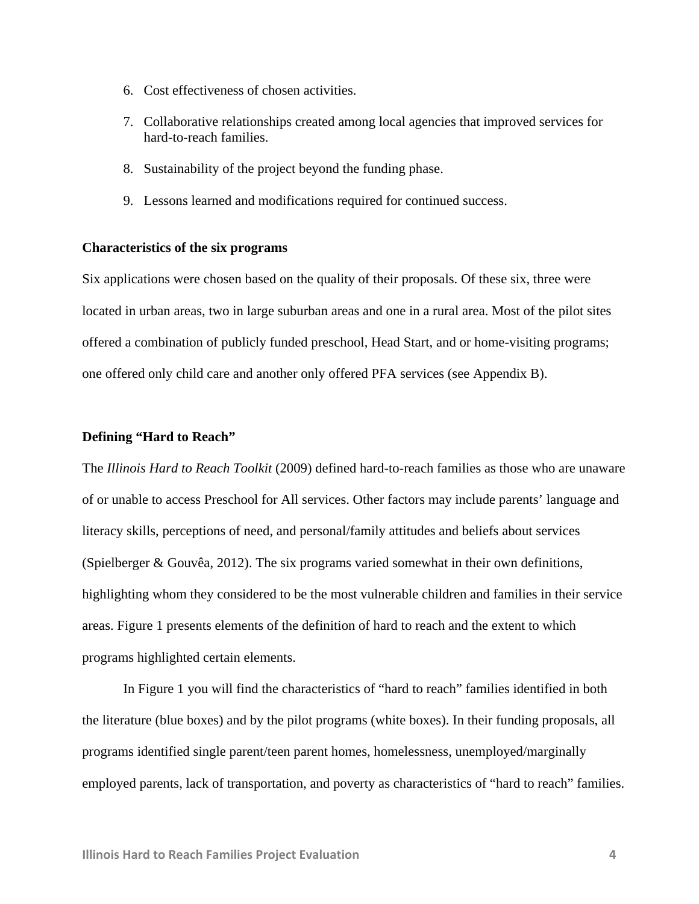6. Cost effectiveness of chosen activities.
7. Collaborative relationships created among local agencies that improved services for hard-to-reach families.
8. Sustainability of the project beyond the funding phase.
9. Lessons learned and modifications required for continued success.

**Characteristics of the six programs**

Six applications were chosen based on the quality of their proposals. Of these six, three were located in urban areas, two in large suburban areas and one in a rural area. Most of the pilot sites offered a combination of publicly funded preschool, Head Start, and or home-visiting programs; one offered only child care and another only offered PFA services (see Appendix B).

**Defining "Hard to Reach"**

The *Illinois Hard to Reach Toolkit* (2009) defined hard-to-reach families as those who are unaware of or unable to access Preschool for All services. Other factors may include parents' language and literacy skills, perceptions of need, and personal/family attitudes and beliefs about services (Spielberger & Gouvêa, 2012). The six programs varied somewhat in their own definitions, highlighting whom they considered to be the most vulnerable children and families in their service areas. Figure 1 presents elements of the definition of hard to reach and the extent to which programs highlighted certain elements.

In Figure 1 you will find the characteristics of "hard to reach" families identified in both the literature (blue boxes) and by the pilot programs (white boxes). In their funding proposals, all programs identified single parent/teen parent homes, homelessness, unemployed/marginally employed parents, lack of transportation, and poverty as characteristics of "hard to reach" families.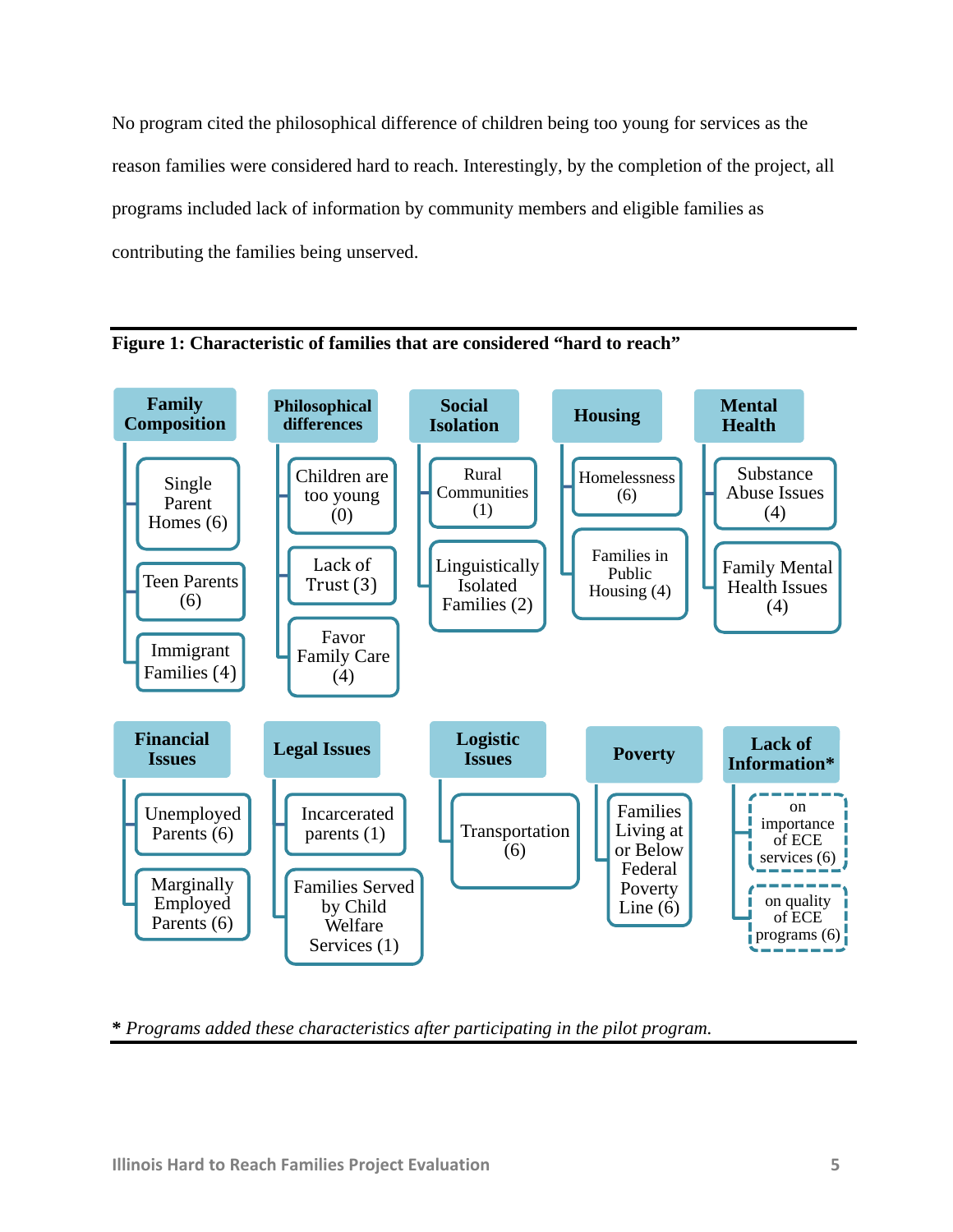No program cited the philosophical difference of children being too young for services as the reason families were considered hard to reach. Interestingly, by the completion of the project, all programs included lack of information by community members and eligible families as contributing the families being unserved.

**Figure 1: Characteristic of families that are considered "hard to reach"**

- **Family Composition**
  - Single Parent Homes (6)
  - Teen Parents (6)
  - Immigrant Families (4)
- **Philosophical differences**
  - Children are too young (0)
  - Lack of Trust (3)
  - Favor Family Care (4)
- **Social Isolation**
  - Rural Communities (1)
  - Linguistically Isolated Families (2)
- **Housing**
  - Homelessness (6)
  - Families in Public Housing (4)
- **Mental Health**
  - Substance Abuse Issues (4)
  - Family Mental Health Issues (4)
- **Financial Issues**
  - Unemployed Parents (6)
  - Marginally Employed Parents (6)
- **Legal Issues**
  - Incarcerated parents (1)
  - Families Served by Child Welfare Services (1)
- **Logistic Issues**
  - Transportation (6)
- **Poverty**
  - Families Living at or Below Federal Poverty Line (6)
- **Lack of Information***
  - on importance of ECE services (6)
  - on quality of ECE programs (6)

*** *Programs added these characteristics after participating in the pilot program.***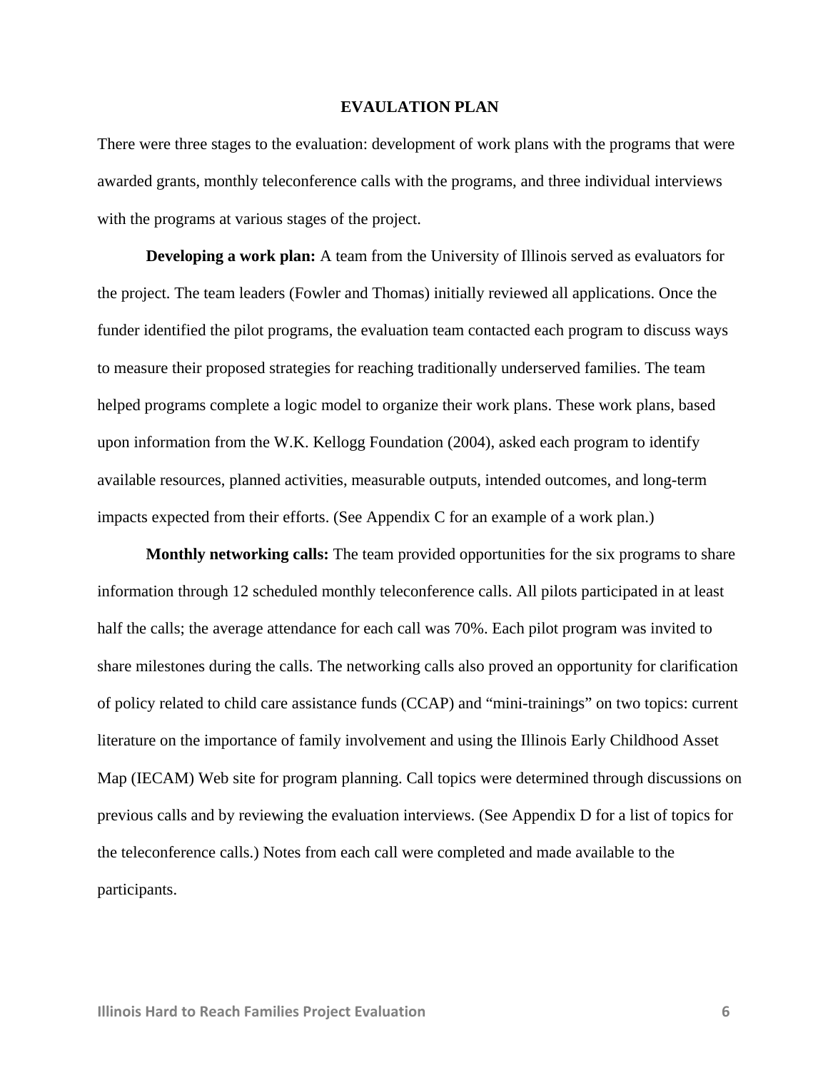## EVALUATION PLAN

There were three stages to the evaluation: development of work plans with the programs that were awarded grants, monthly teleconference calls with the programs, and three individual interviews with the programs at various stages of the project.

**Developing a work plan:** A team from the University of Illinois served as evaluators for the project. The team leaders (Fowler and Thomas) initially reviewed all applications. Once the funder identified the pilot programs, the evaluation team contacted each program to discuss ways to measure their proposed strategies for reaching traditionally underserved families. The team helped programs complete a logic model to organize their work plans. These work plans, based upon information from the W.K. Kellogg Foundation (2004), asked each program to identify available resources, planned activities, measurable outputs, intended outcomes, and long-term impacts expected from their efforts. (See Appendix C for an example of a work plan.)

**Monthly networking calls:** The team provided opportunities for the six programs to share information through 12 scheduled monthly teleconference calls. All pilots participated in at least half the calls; the average attendance for each call was 70%. Each pilot program was invited to share milestones during the calls. The networking calls also proved an opportunity for clarification of policy related to child care assistance funds (CCAP) and "mini-trainings" on two topics: current literature on the importance of family involvement and using the Illinois Early Childhood Asset Map (IECAM) Web site for program planning. Call topics were determined through discussions on previous calls and by reviewing the evaluation interviews. (See Appendix D for a list of topics for the teleconference calls.) Notes from each call were completed and made available to the participants.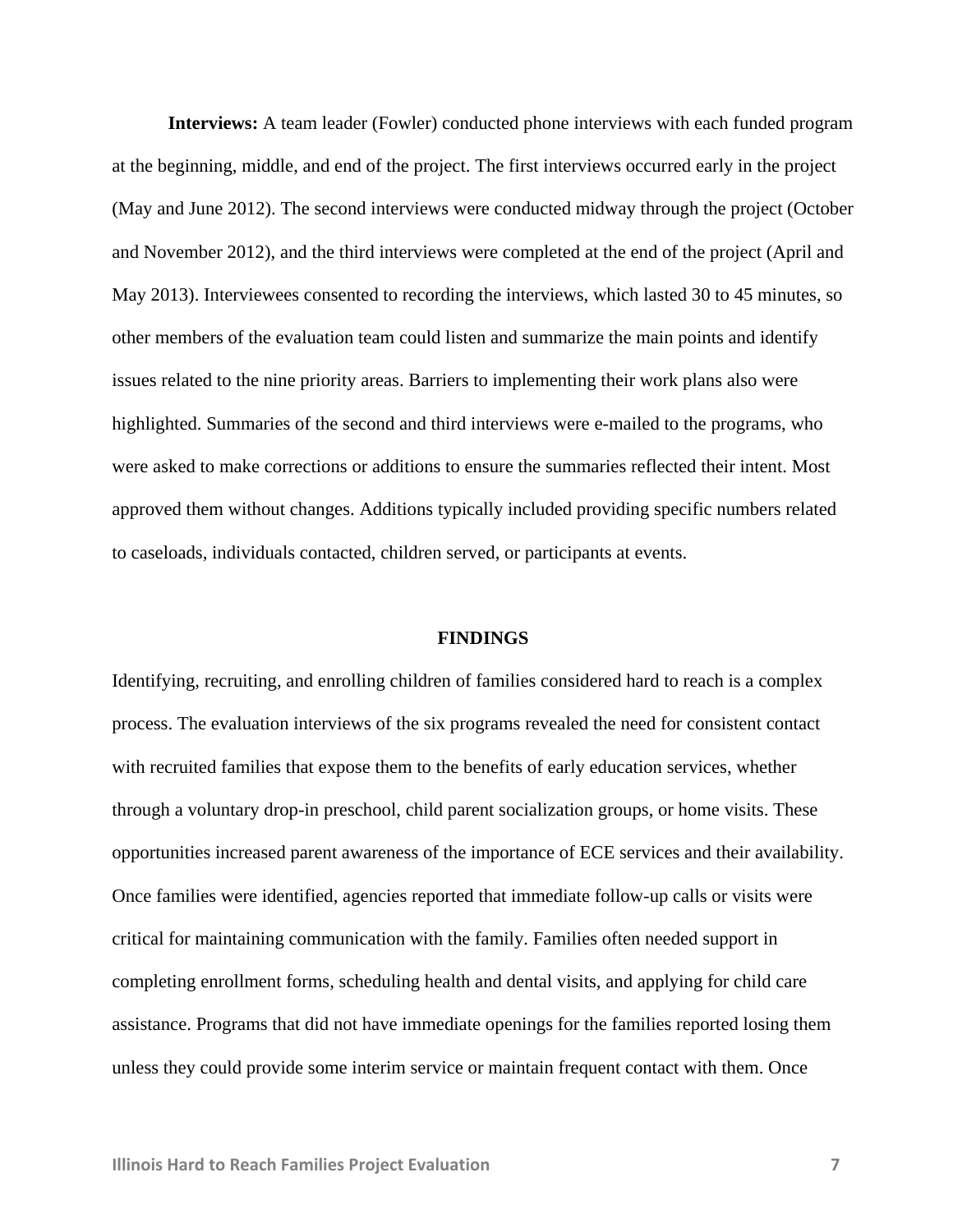**Interviews:** A team leader (Fowler) conducted phone interviews with each funded program at the beginning, middle, and end of the project. The first interviews occurred early in the project (May and June 2012). The second interviews were conducted midway through the project (October and November 2012), and the third interviews were completed at the end of the project (April and May 2013). Interviewees consented to recording the interviews, which lasted 30 to 45 minutes, so other members of the evaluation team could listen and summarize the main points and identify issues related to the nine priority areas. Barriers to implementing their work plans also were highlighted. Summaries of the second and third interviews were e-mailed to the programs, who were asked to make corrections or additions to ensure the summaries reflected their intent. Most approved them without changes. Additions typically included providing specific numbers related to caseloads, individuals contacted, children served, or participants at events.

## FINDINGS

Identifying, recruiting, and enrolling children of families considered hard to reach is a complex process. The evaluation interviews of the six programs revealed the need for consistent contact with recruited families that expose them to the benefits of early education services, whether through a voluntary drop-in preschool, child parent socialization groups, or home visits. These opportunities increased parent awareness of the importance of ECE services and their availability. Once families were identified, agencies reported that immediate follow-up calls or visits were critical for maintaining communication with the family. Families often needed support in completing enrollment forms, scheduling health and dental visits, and applying for child care assistance. Programs that did not have immediate openings for the families reported losing them unless they could provide some interim service or maintain frequent contact with them. Once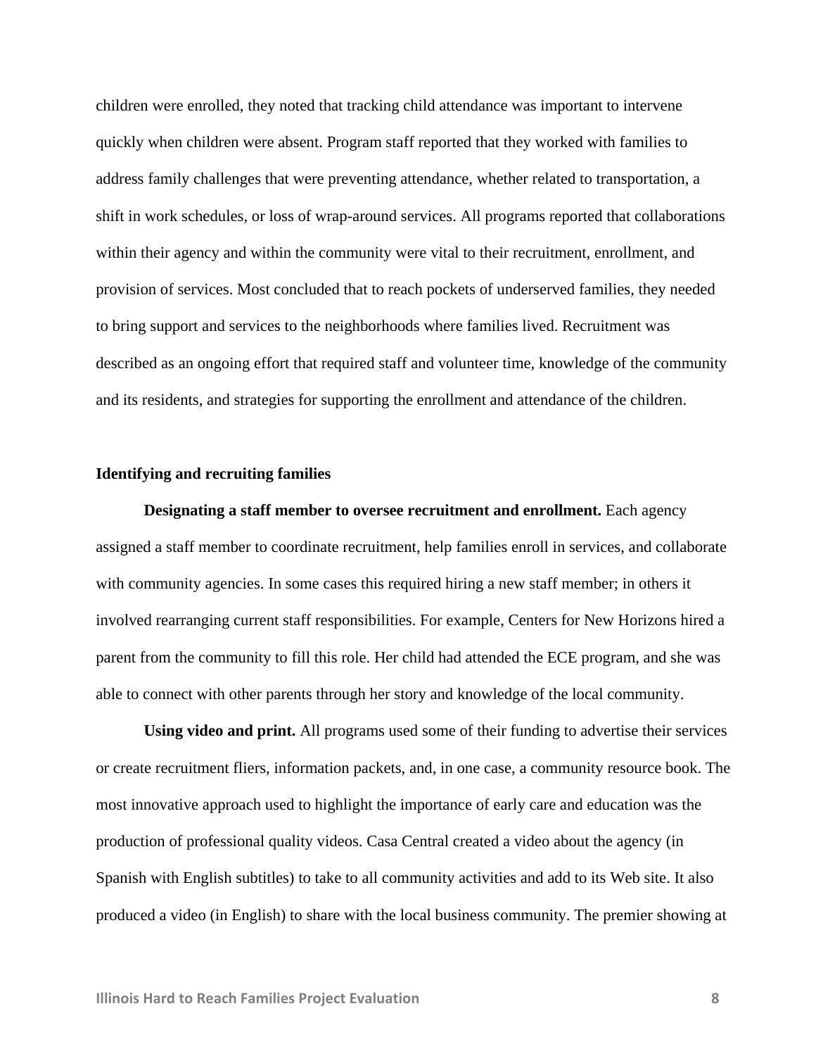children were enrolled, they noted that tracking child attendance was important to intervene quickly when children were absent. Program staff reported that they worked with families to address family challenges that were preventing attendance, whether related to transportation, a shift in work schedules, or loss of wrap-around services. All programs reported that collaborations within their agency and within the community were vital to their recruitment, enrollment, and provision of services. Most concluded that to reach pockets of underserved families, they needed to bring support and services to the neighborhoods where families lived. Recruitment was described as an ongoing effort that required staff and volunteer time, knowledge of the community and its residents, and strategies for supporting the enrollment and attendance of the children.

### Identifying and recruiting families

**Designating a staff member to oversee recruitment and enrollment.** Each agency assigned a staff member to coordinate recruitment, help families enroll in services, and collaborate with community agencies. In some cases this required hiring a new staff member; in others it involved rearranging current staff responsibilities. For example, Centers for New Horizons hired a parent from the community to fill this role. Her child had attended the ECE program, and she was able to connect with other parents through her story and knowledge of the local community.

**Using video and print.** All programs used some of their funding to advertise their services or create recruitment fliers, information packets, and, in one case, a community resource book. The most innovative approach used to highlight the importance of early care and education was the production of professional quality videos. Casa Central created a video about the agency (in Spanish with English subtitles) to take to all community activities and add to its Web site. It also produced a video (in English) to share with the local business community. The premier showing at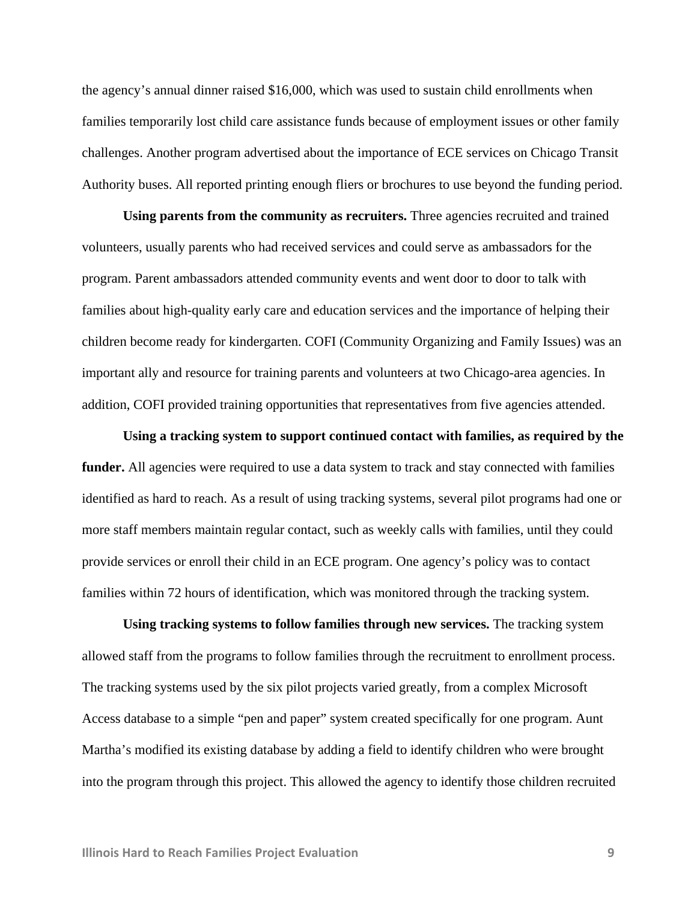the agency's annual dinner raised $16,000, which was used to sustain child enrollments when families temporarily lost child care assistance funds because of employment issues or other family challenges. Another program advertised about the importance of ECE services on Chicago Transit Authority buses. All reported printing enough fliers or brochures to use beyond the funding period.

**Using parents from the community as recruiters.** Three agencies recruited and trained volunteers, usually parents who had received services and could serve as ambassadors for the program. Parent ambassadors attended community events and went door to door to talk with families about high-quality early care and education services and the importance of helping their children become ready for kindergarten. COFI (Community Organizing and Family Issues) was an important ally and resource for training parents and volunteers at two Chicago-area agencies. In addition, COFI provided training opportunities that representatives from five agencies attended.

**Using a tracking system to support continued contact with families, as required by the funder.** All agencies were required to use a data system to track and stay connected with families identified as hard to reach. As a result of using tracking systems, several pilot programs had one or more staff members maintain regular contact, such as weekly calls with families, until they could provide services or enroll their child in an ECE program. One agency's policy was to contact families within 72 hours of identification, which was monitored through the tracking system.

**Using tracking systems to follow families through new services.** The tracking system allowed staff from the programs to follow families through the recruitment to enrollment process. The tracking systems used by the six pilot projects varied greatly, from a complex Microsoft Access database to a simple "pen and paper" system created specifically for one program. Aunt Martha's modified its existing database by adding a field to identify children who were brought into the program through this project. This allowed the agency to identify those children recruited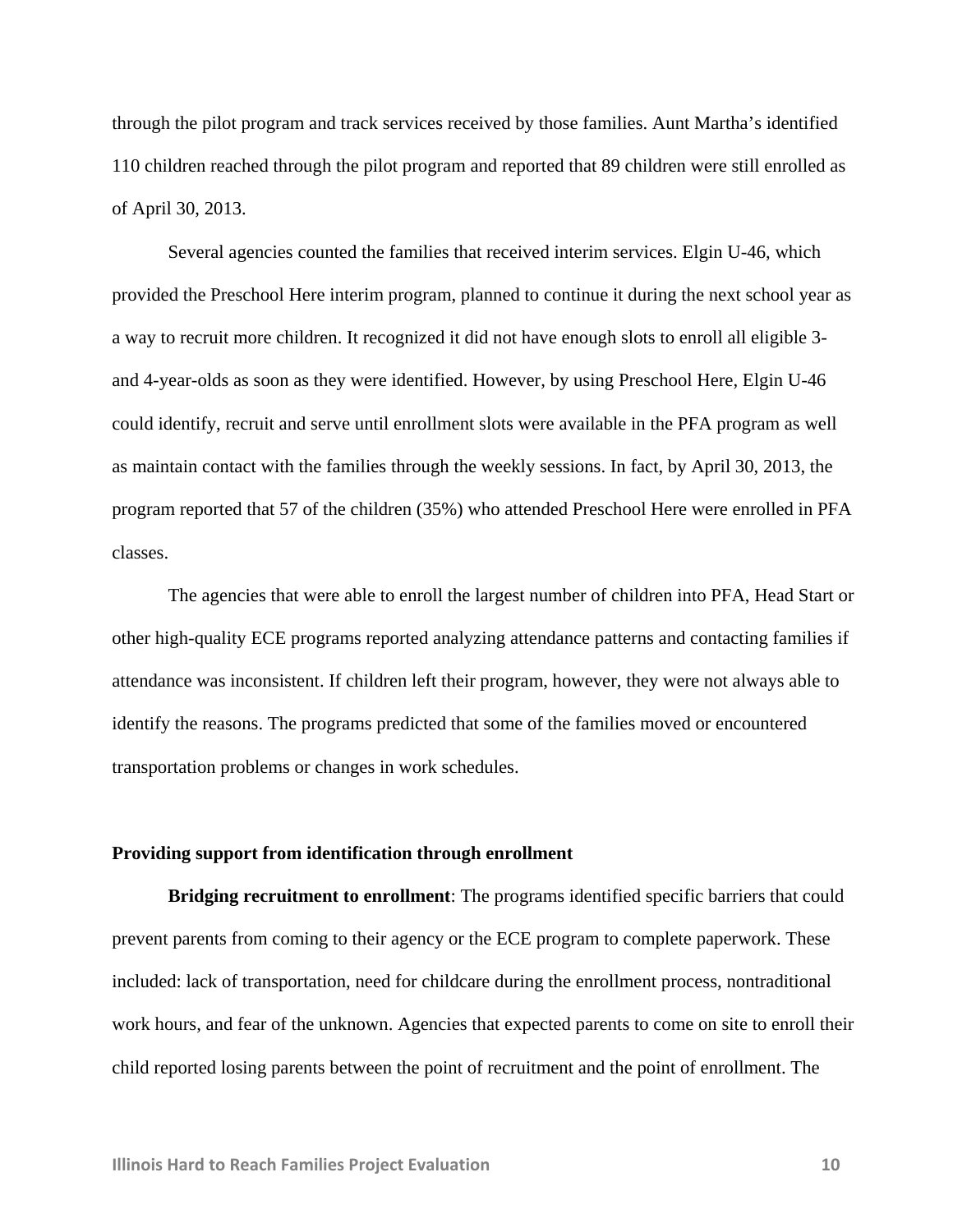through the pilot program and track services received by those families. Aunt Martha's identified 110 children reached through the pilot program and reported that 89 children were still enrolled as of April 30, 2013.

Several agencies counted the families that received interim services. Elgin U-46, which provided the Preschool Here interim program, planned to continue it during the next school year as a way to recruit more children. It recognized it did not have enough slots to enroll all eligible 3- and 4-year-olds as soon as they were identified. However, by using Preschool Here, Elgin U-46 could identify, recruit and serve until enrollment slots were available in the PFA program as well as maintain contact with the families through the weekly sessions. In fact, by April 30, 2013, the program reported that 57 of the children (35%) who attended Preschool Here were enrolled in PFA classes.

The agencies that were able to enroll the largest number of children into PFA, Head Start or other high-quality ECE programs reported analyzing attendance patterns and contacting families if attendance was inconsistent. If children left their program, however, they were not always able to identify the reasons. The programs predicted that some of the families moved or encountered transportation problems or changes in work schedules.

### Providing support from identification through enrollment

**Bridging recruitment to enrollment**: The programs identified specific barriers that could prevent parents from coming to their agency or the ECE program to complete paperwork. These included: lack of transportation, need for childcare during the enrollment process, nontraditional work hours, and fear of the unknown. Agencies that expected parents to come on site to enroll their child reported losing parents between the point of recruitment and the point of enrollment. The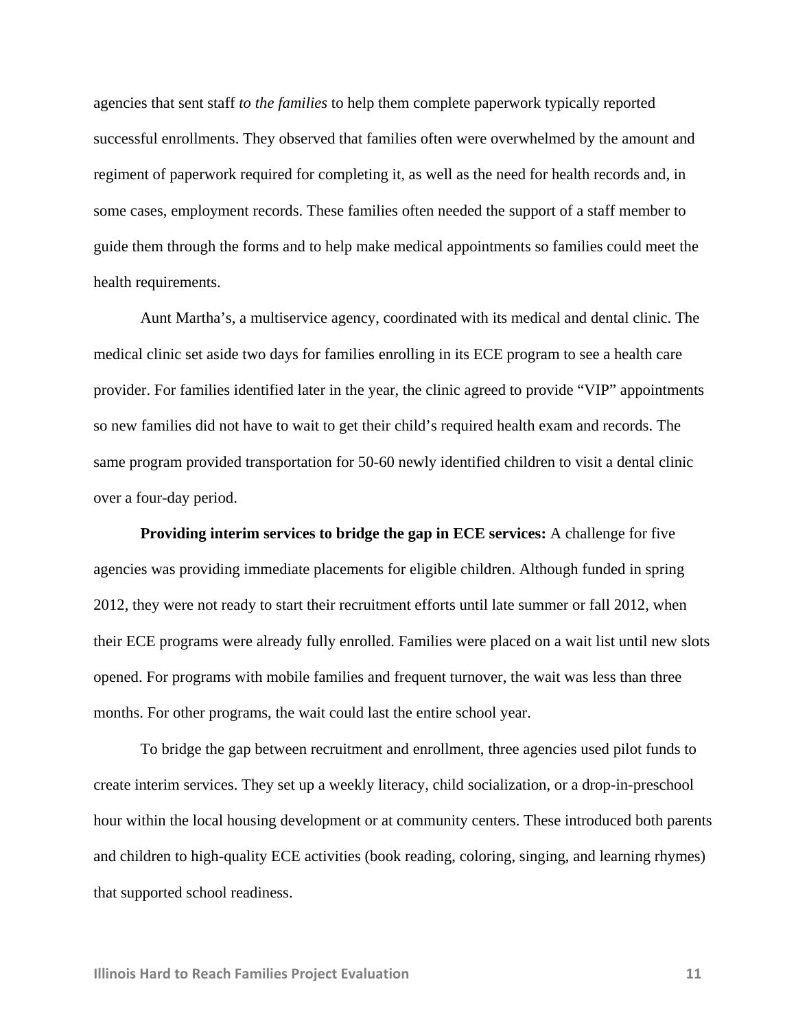agencies that sent staff *to the families* to help them complete paperwork typically reported successful enrollments. They observed that families often were overwhelmed by the amount and regiment of paperwork required for completing it, as well as the need for health records and, in some cases, employment records. These families often needed the support of a staff member to guide them through the forms and to help make medical appointments so families could meet the health requirements.

Aunt Martha's, a multiservice agency, coordinated with its medical and dental clinic. The medical clinic set aside two days for families enrolling in its ECE program to see a health care provider. For families identified later in the year, the clinic agreed to provide "VIP" appointments so new families did not have to wait to get their child's required health exam and records. The same program provided transportation for 50-60 newly identified children to visit a dental clinic over a four-day period.

**Providing interim services to bridge the gap in ECE services:** A challenge for five agencies was providing immediate placements for eligible children. Although funded in spring 2012, they were not ready to start their recruitment efforts until late summer or fall 2012, when their ECE programs were already fully enrolled. Families were placed on a wait list until new slots opened. For programs with mobile families and frequent turnover, the wait was less than three months. For other programs, the wait could last the entire school year.

To bridge the gap between recruitment and enrollment, three agencies used pilot funds to create interim services. They set up a weekly literacy, child socialization, or a drop-in-preschool hour within the local housing development or at community centers. These introduced both parents and children to high-quality ECE activities (book reading, coloring, singing, and learning rhymes) that supported school readiness.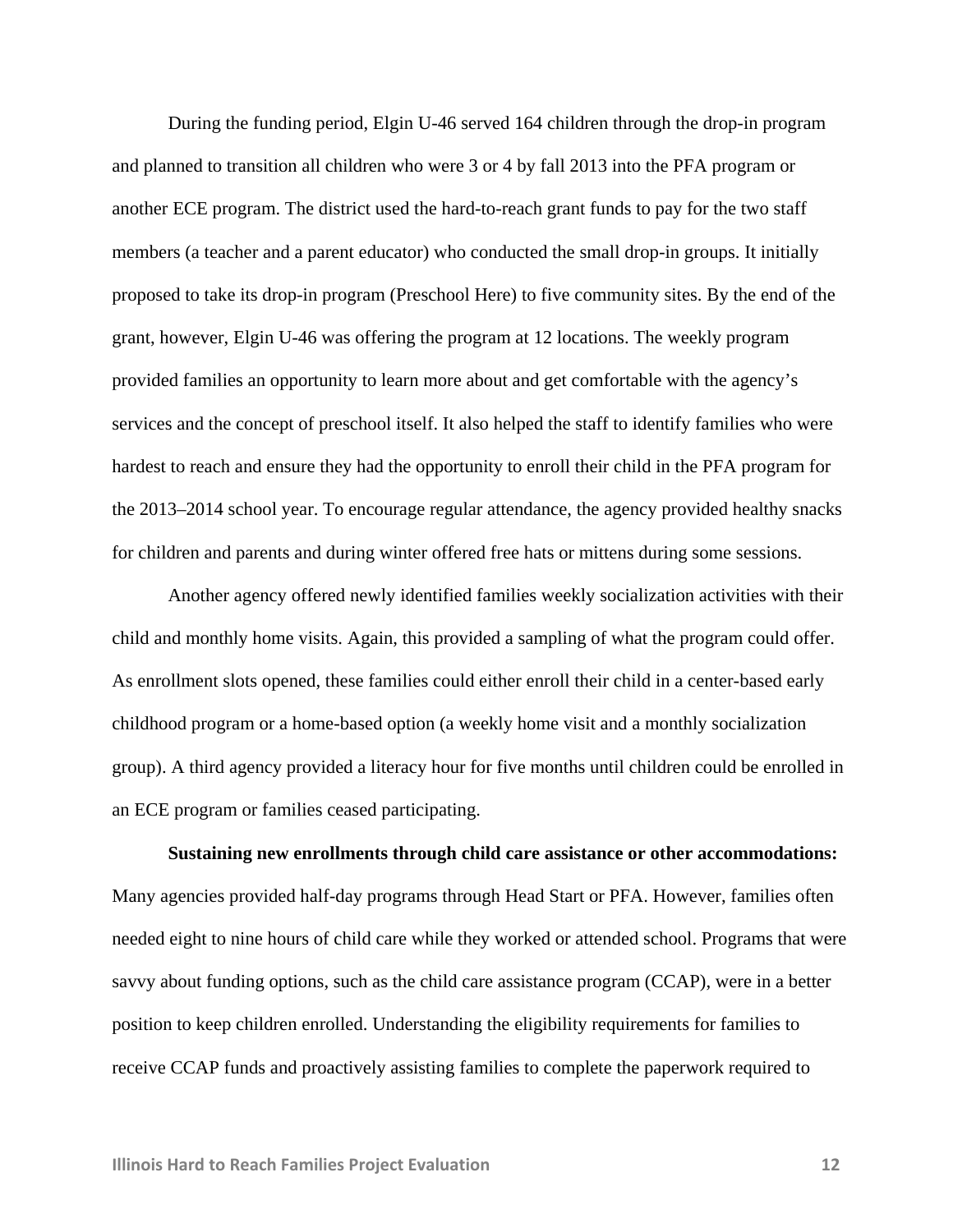During the funding period, Elgin U-46 served 164 children through the drop-in program and planned to transition all children who were 3 or 4 by fall 2013 into the PFA program or another ECE program. The district used the hard-to-reach grant funds to pay for the two staff members (a teacher and a parent educator) who conducted the small drop-in groups. It initially proposed to take its drop-in program (Preschool Here) to five community sites. By the end of the grant, however, Elgin U-46 was offering the program at 12 locations. The weekly program provided families an opportunity to learn more about and get comfortable with the agency's services and the concept of preschool itself. It also helped the staff to identify families who were hardest to reach and ensure they had the opportunity to enroll their child in the PFA program for the 2013–2014 school year. To encourage regular attendance, the agency provided healthy snacks for children and parents and during winter offered free hats or mittens during some sessions.

Another agency offered newly identified families weekly socialization activities with their child and monthly home visits. Again, this provided a sampling of what the program could offer. As enrollment slots opened, these families could either enroll their child in a center-based early childhood program or a home-based option (a weekly home visit and a monthly socialization group). A third agency provided a literacy hour for five months until children could be enrolled in an ECE program or families ceased participating.

**Sustaining new enrollments through child care assistance or other accommodations:** Many agencies provided half-day programs through Head Start or PFA. However, families often needed eight to nine hours of child care while they worked or attended school. Programs that were savvy about funding options, such as the child care assistance program (CCAP), were in a better position to keep children enrolled. Understanding the eligibility requirements for families to receive CCAP funds and proactively assisting families to complete the paperwork required to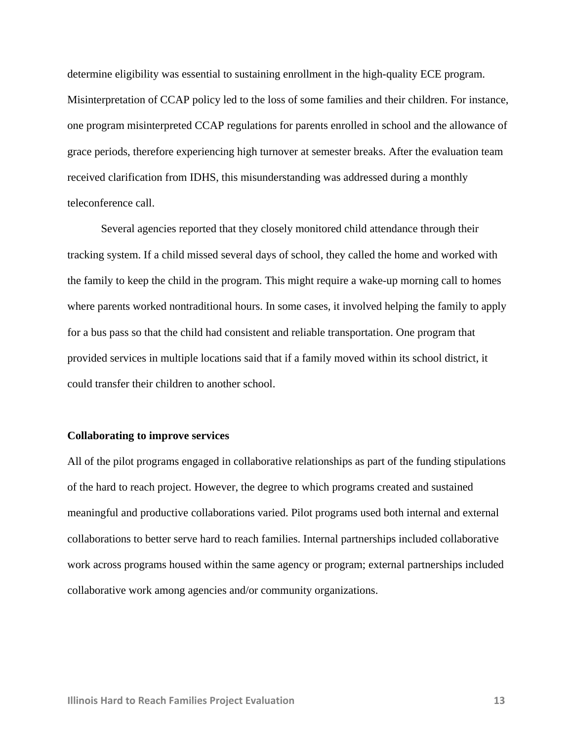determine eligibility was essential to sustaining enrollment in the high-quality ECE program. Misinterpretation of CCAP policy led to the loss of some families and their children. For instance, one program misinterpreted CCAP regulations for parents enrolled in school and the allowance of grace periods, therefore experiencing high turnover at semester breaks. After the evaluation team received clarification from IDHS, this misunderstanding was addressed during a monthly teleconference call.

Several agencies reported that they closely monitored child attendance through their tracking system. If a child missed several days of school, they called the home and worked with the family to keep the child in the program. This might require a wake-up morning call to homes where parents worked nontraditional hours. In some cases, it involved helping the family to apply for a bus pass so that the child had consistent and reliable transportation. One program that provided services in multiple locations said that if a family moved within its school district, it could transfer their children to another school.

**Collaborating to improve services**

All of the pilot programs engaged in collaborative relationships as part of the funding stipulations of the hard to reach project. However, the degree to which programs created and sustained meaningful and productive collaborations varied. Pilot programs used both internal and external collaborations to better serve hard to reach families. Internal partnerships included collaborative work across programs housed within the same agency or program; external partnerships included collaborative work among agencies and/or community organizations.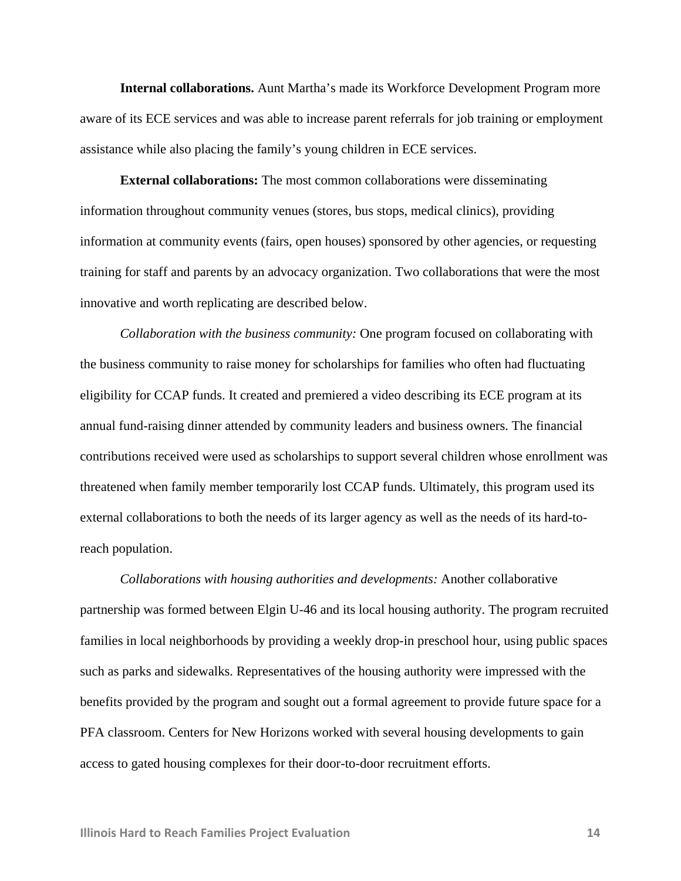**Internal collaborations.** Aunt Martha's made its Workforce Development Program more aware of its ECE services and was able to increase parent referrals for job training or employment assistance while also placing the family's young children in ECE services.

**External collaborations:** The most common collaborations were disseminating information throughout community venues (stores, bus stops, medical clinics), providing information at community events (fairs, open houses) sponsored by other agencies, or requesting training for staff and parents by an advocacy organization. Two collaborations that were the most innovative and worth replicating are described below.

*Collaboration with the business community:* One program focused on collaborating with the business community to raise money for scholarships for families who often had fluctuating eligibility for CCAP funds. It created and premiered a video describing its ECE program at its annual fund-raising dinner attended by community leaders and business owners. The financial contributions received were used as scholarships to support several children whose enrollment was threatened when family member temporarily lost CCAP funds. Ultimately, this program used its external collaborations to both the needs of its larger agency as well as the needs of its hard-to-reach population.

*Collaborations with housing authorities and developments:* Another collaborative partnership was formed between Elgin U-46 and its local housing authority. The program recruited families in local neighborhoods by providing a weekly drop-in preschool hour, using public spaces such as parks and sidewalks. Representatives of the housing authority were impressed with the benefits provided by the program and sought out a formal agreement to provide future space for a PFA classroom. Centers for New Horizons worked with several housing developments to gain access to gated housing complexes for their door-to-door recruitment efforts.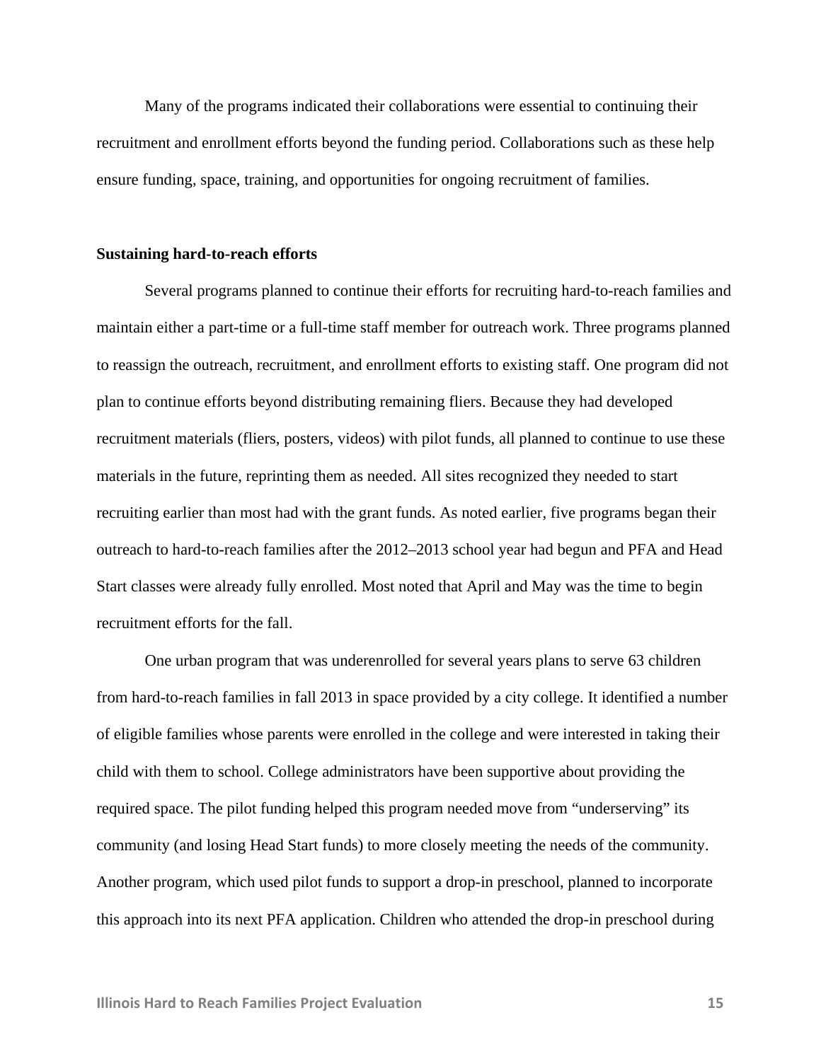Many of the programs indicated their collaborations were essential to continuing their recruitment and enrollment efforts beyond the funding period. Collaborations such as these help ensure funding, space, training, and opportunities for ongoing recruitment of families.

**Sustaining hard-to-reach efforts**

Several programs planned to continue their efforts for recruiting hard-to-reach families and maintain either a part-time or a full-time staff member for outreach work. Three programs planned to reassign the outreach, recruitment, and enrollment efforts to existing staff. One program did not plan to continue efforts beyond distributing remaining fliers. Because they had developed recruitment materials (fliers, posters, videos) with pilot funds, all planned to continue to use these materials in the future, reprinting them as needed. All sites recognized they needed to start recruiting earlier than most had with the grant funds. As noted earlier, five programs began their outreach to hard-to-reach families after the 2012–2013 school year had begun and PFA and Head Start classes were already fully enrolled. Most noted that April and May was the time to begin recruitment efforts for the fall.

One urban program that was underenrolled for several years plans to serve 63 children from hard-to-reach families in fall 2013 in space provided by a city college. It identified a number of eligible families whose parents were enrolled in the college and were interested in taking their child with them to school. College administrators have been supportive about providing the required space. The pilot funding helped this program needed move from "underserving" its community (and losing Head Start funds) to more closely meeting the needs of the community. Another program, which used pilot funds to support a drop-in preschool, planned to incorporate this approach into its next PFA application. Children who attended the drop-in preschool during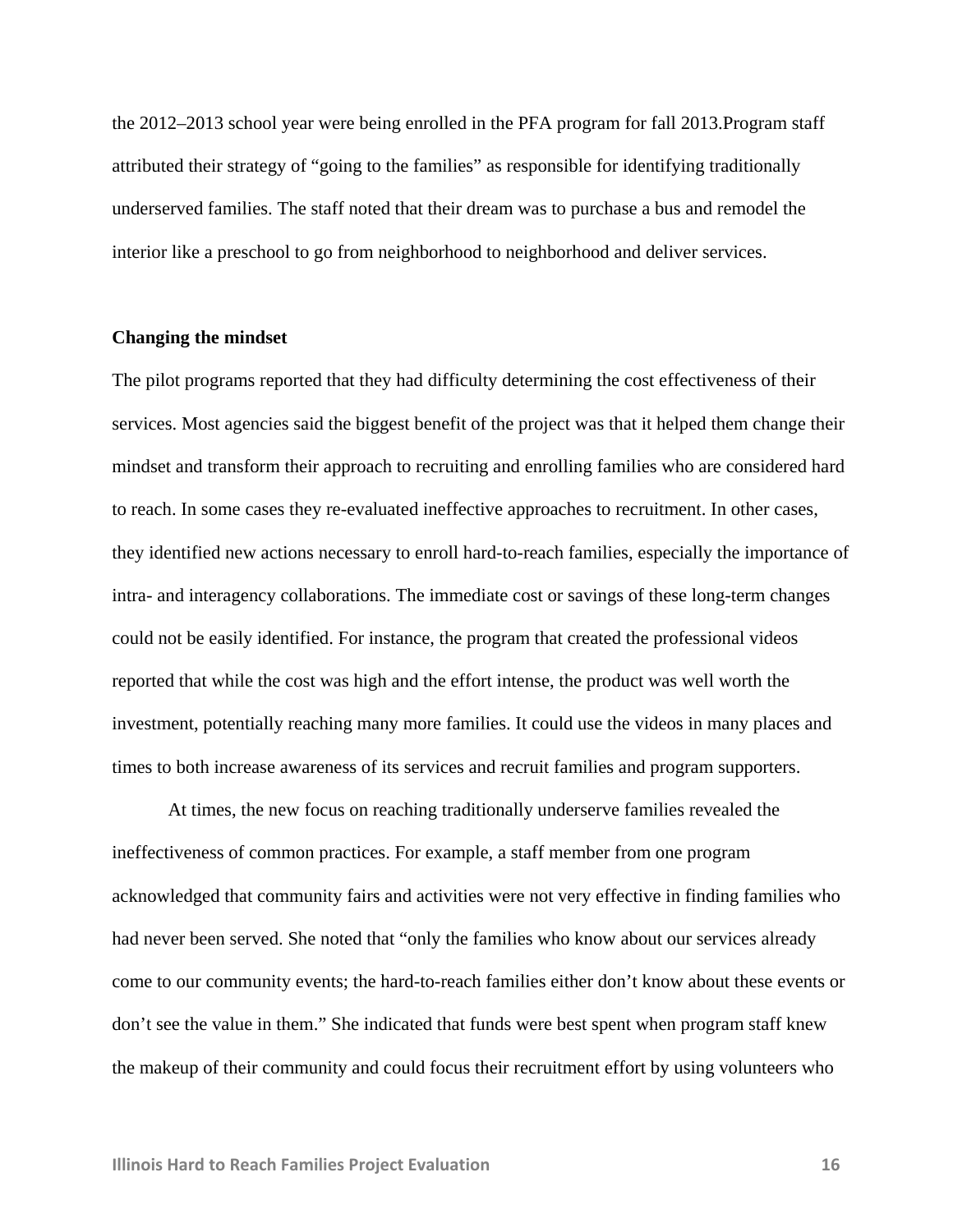the 2012–2013 school year were being enrolled in the PFA program for fall 2013.Program staff attributed their strategy of "going to the families" as responsible for identifying traditionally underserved families. The staff noted that their dream was to purchase a bus and remodel the interior like a preschool to go from neighborhood to neighborhood and deliver services.

**Changing the mindset**

The pilot programs reported that they had difficulty determining the cost effectiveness of their services. Most agencies said the biggest benefit of the project was that it helped them change their mindset and transform their approach to recruiting and enrolling families who are considered hard to reach. In some cases they re-evaluated ineffective approaches to recruitment. In other cases, they identified new actions necessary to enroll hard-to-reach families, especially the importance of intra- and interagency collaborations. The immediate cost or savings of these long-term changes could not be easily identified. For instance, the program that created the professional videos reported that while the cost was high and the effort intense, the product was well worth the investment, potentially reaching many more families. It could use the videos in many places and times to both increase awareness of its services and recruit families and program supporters.

At times, the new focus on reaching traditionally underserve families revealed the ineffectiveness of common practices. For example, a staff member from one program acknowledged that community fairs and activities were not very effective in finding families who had never been served. She noted that "only the families who know about our services already come to our community events; the hard-to-reach families either don't know about these events or don't see the value in them." She indicated that funds were best spent when program staff knew the makeup of their community and could focus their recruitment effort by using volunteers who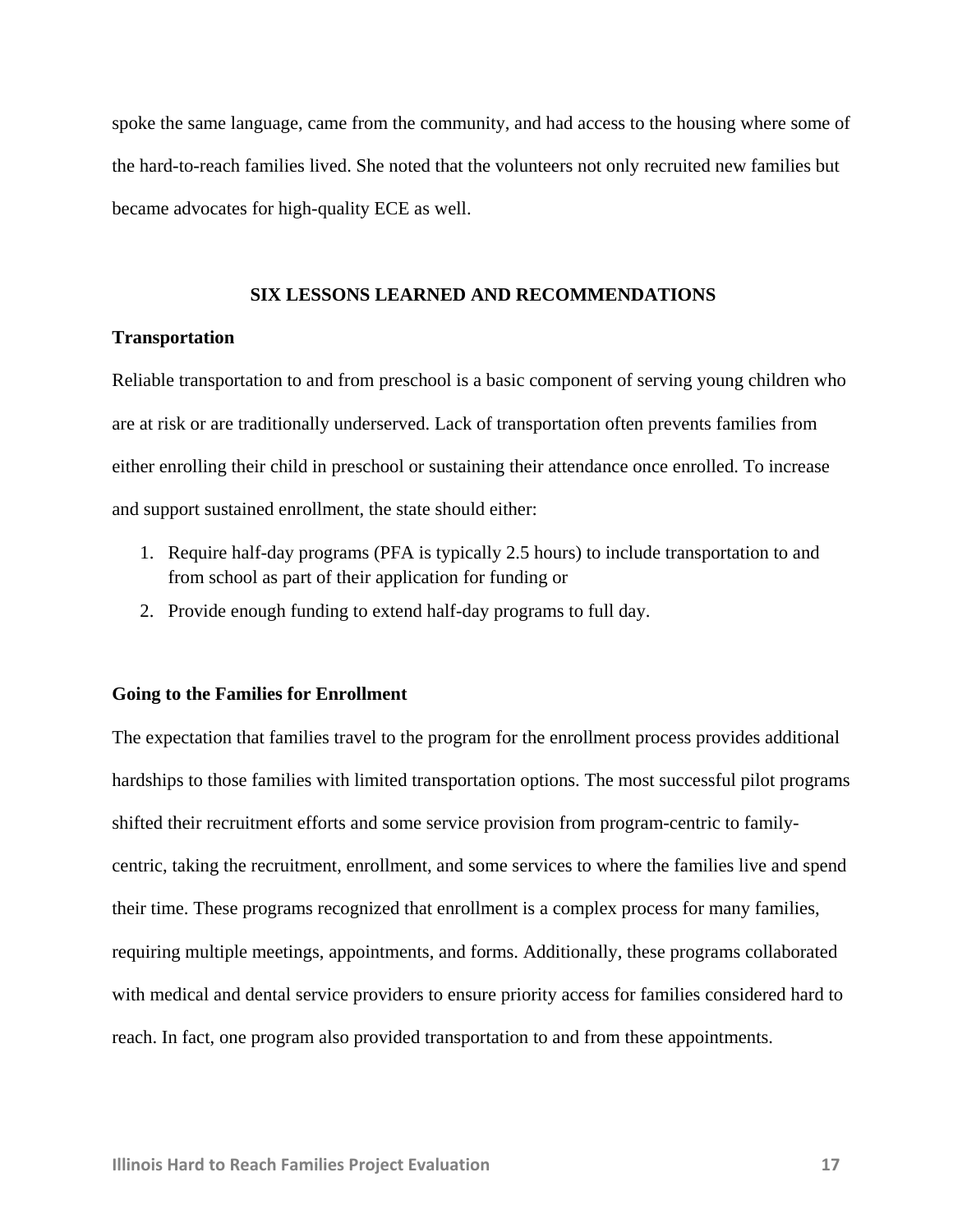spoke the same language, came from the community, and had access to the housing where some of the hard-to-reach families lived. She noted that the volunteers not only recruited new families but became advocates for high-quality ECE as well.

## SIX LESSONS LEARNED AND RECOMMENDATIONS

### Transportation

Reliable transportation to and from preschool is a basic component of serving young children who are at risk or are traditionally underserved. Lack of transportation often prevents families from either enrolling their child in preschool or sustaining their attendance once enrolled. To increase and support sustained enrollment, the state should either:

1. Require half-day programs (PFA is typically 2.5 hours) to include transportation to and from school as part of their application for funding or
2. Provide enough funding to extend half-day programs to full day.

### Going to the Families for Enrollment

The expectation that families travel to the program for the enrollment process provides additional hardships to those families with limited transportation options. The most successful pilot programs shifted their recruitment efforts and some service provision from program-centric to family-centric, taking the recruitment, enrollment, and some services to where the families live and spend their time. These programs recognized that enrollment is a complex process for many families, requiring multiple meetings, appointments, and forms. Additionally, these programs collaborated with medical and dental service providers to ensure priority access for families considered hard to reach. In fact, one program also provided transportation to and from these appointments.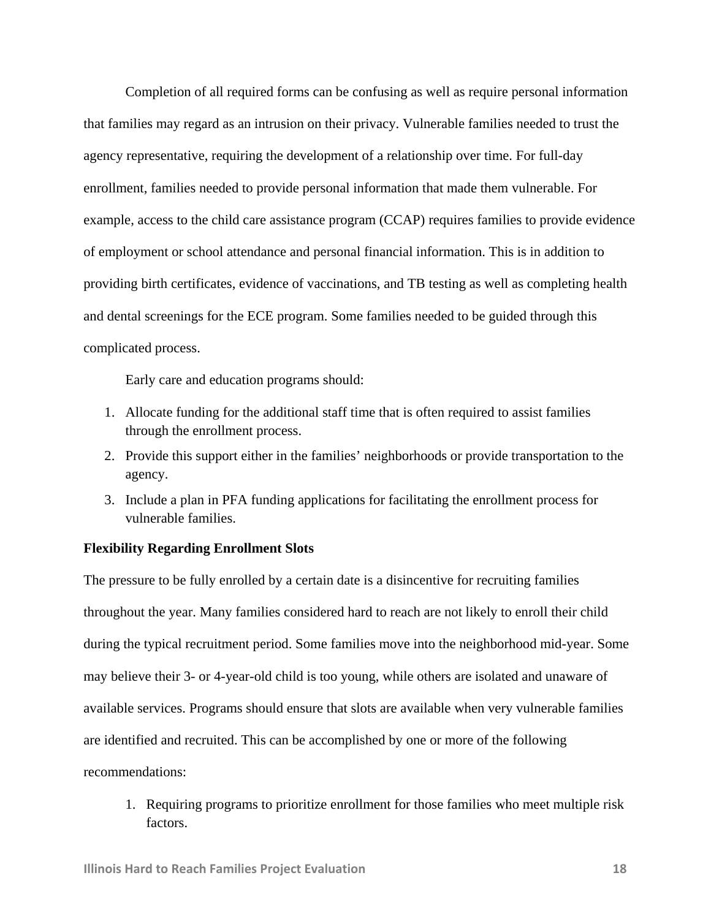Completion of all required forms can be confusing as well as require personal information that families may regard as an intrusion on their privacy. Vulnerable families needed to trust the agency representative, requiring the development of a relationship over time. For full-day enrollment, families needed to provide personal information that made them vulnerable. For example, access to the child care assistance program (CCAP) requires families to provide evidence of employment or school attendance and personal financial information. This is in addition to providing birth certificates, evidence of vaccinations, and TB testing as well as completing health and dental screenings for the ECE program. Some families needed to be guided through this complicated process.

Early care and education programs should:

1. Allocate funding for the additional staff time that is often required to assist families through the enrollment process.
2. Provide this support either in the families' neighborhoods or provide transportation to the agency.
3. Include a plan in PFA funding applications for facilitating the enrollment process for vulnerable families.

**Flexibility Regarding Enrollment Slots**

The pressure to be fully enrolled by a certain date is a disincentive for recruiting families throughout the year. Many families considered hard to reach are not likely to enroll their child during the typical recruitment period. Some families move into the neighborhood mid-year. Some may believe their 3- or 4-year-old child is too young, while others are isolated and unaware of available services. Programs should ensure that slots are available when very vulnerable families are identified and recruited. This can be accomplished by one or more of the following recommendations:

1. Requiring programs to prioritize enrollment for those families who meet multiple risk factors.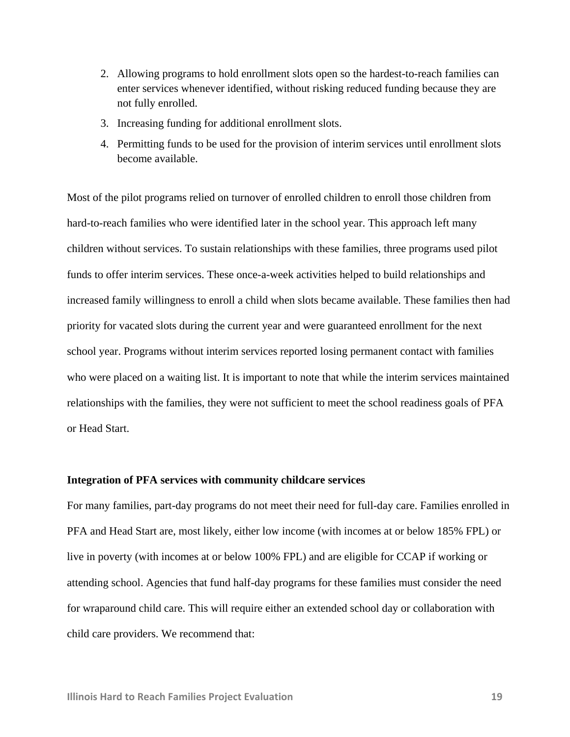2. Allowing programs to hold enrollment slots open so the hardest-to-reach families can enter services whenever identified, without risking reduced funding because they are not fully enrolled.
3. Increasing funding for additional enrollment slots.
4. Permitting funds to be used for the provision of interim services until enrollment slots become available.

Most of the pilot programs relied on turnover of enrolled children to enroll those children from hard-to-reach families who were identified later in the school year. This approach left many children without services. To sustain relationships with these families, three programs used pilot funds to offer interim services. These once-a-week activities helped to build relationships and increased family willingness to enroll a child when slots became available. These families then had priority for vacated slots during the current year and were guaranteed enrollment for the next school year. Programs without interim services reported losing permanent contact with families who were placed on a waiting list. It is important to note that while the interim services maintained relationships with the families, they were not sufficient to meet the school readiness goals of PFA or Head Start.

**Integration of PFA services with community childcare services**

For many families, part-day programs do not meet their need for full-day care. Families enrolled in PFA and Head Start are, most likely, either low income (with incomes at or below 185% FPL) or live in poverty (with incomes at or below 100% FPL) and are eligible for CCAP if working or attending school. Agencies that fund half-day programs for these families must consider the need for wraparound child care. This will require either an extended school day or collaboration with child care providers. We recommend that: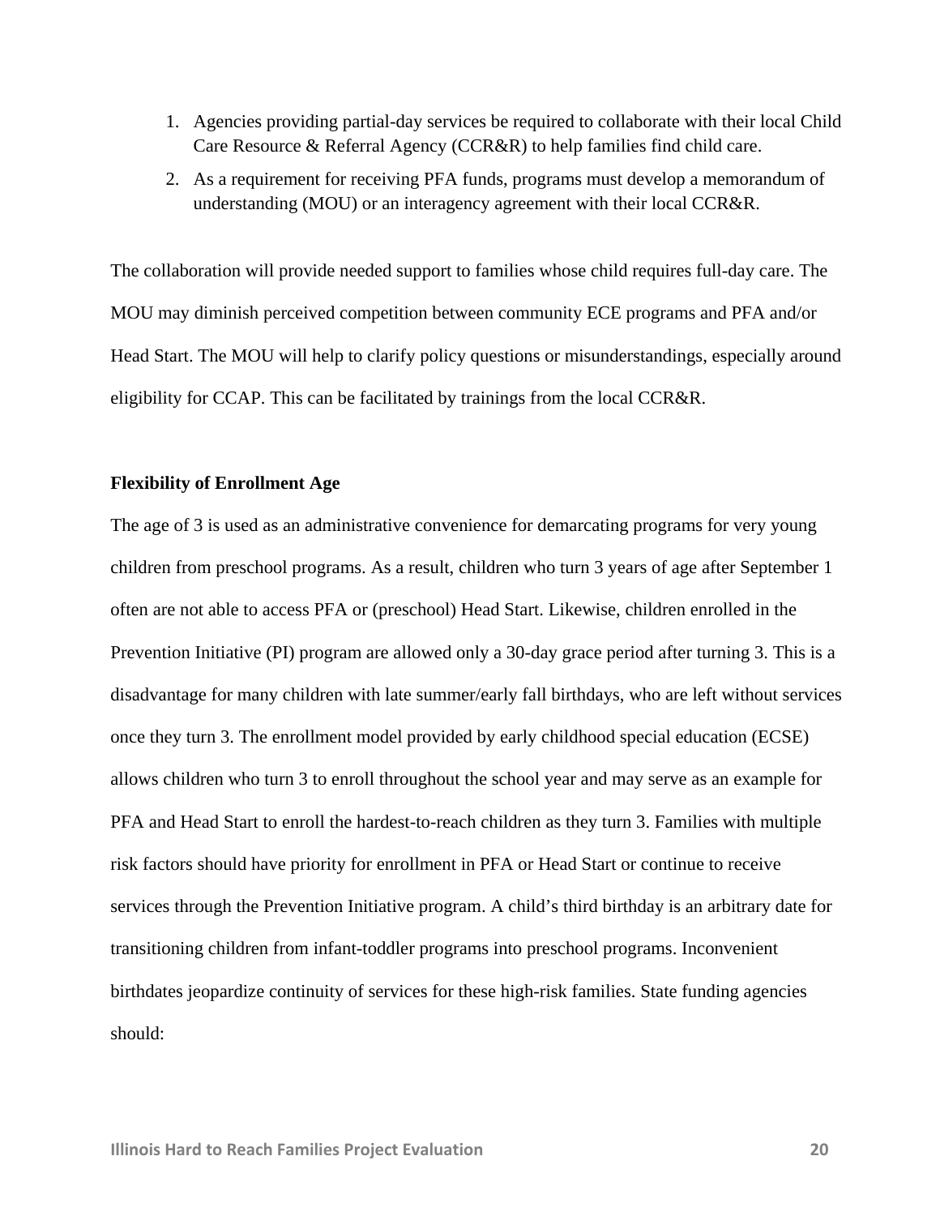1. Agencies providing partial-day services be required to collaborate with their local Child Care Resource & Referral Agency (CCR&R) to help families find child care.
2. As a requirement for receiving PFA funds, programs must develop a memorandum of understanding (MOU) or an interagency agreement with their local CCR&R.

The collaboration will provide needed support to families whose child requires full-day care. The MOU may diminish perceived competition between community ECE programs and PFA and/or Head Start. The MOU will help to clarify policy questions or misunderstandings, especially around eligibility for CCAP. This can be facilitated by trainings from the local CCR&R.

**Flexibility of Enrollment Age**

The age of 3 is used as an administrative convenience for demarcating programs for very young children from preschool programs. As a result, children who turn 3 years of age after September 1 often are not able to access PFA or (preschool) Head Start. Likewise, children enrolled in the Prevention Initiative (PI) program are allowed only a 30-day grace period after turning 3. This is a disadvantage for many children with late summer/early fall birthdays, who are left without services once they turn 3. The enrollment model provided by early childhood special education (ECSE) allows children who turn 3 to enroll throughout the school year and may serve as an example for PFA and Head Start to enroll the hardest-to-reach children as they turn 3. Families with multiple risk factors should have priority for enrollment in PFA or Head Start or continue to receive services through the Prevention Initiative program. A child's third birthday is an arbitrary date for transitioning children from infant-toddler programs into preschool programs. Inconvenient birthdates jeopardize continuity of services for these high-risk families. State funding agencies should: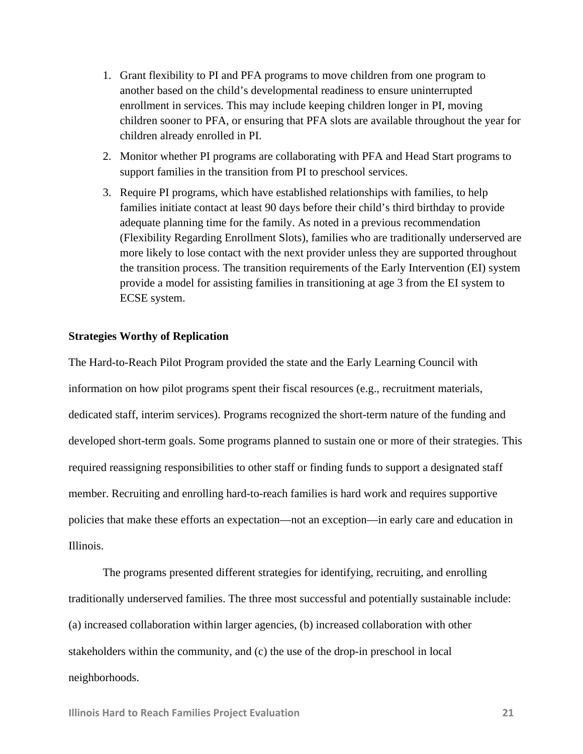1. Grant flexibility to PI and PFA programs to move children from one program to another based on the child's developmental readiness to ensure uninterrupted enrollment in services. This may include keeping children longer in PI, moving children sooner to PFA, or ensuring that PFA slots are available throughout the year for children already enrolled in PI.
2. Monitor whether PI programs are collaborating with PFA and Head Start programs to support families in the transition from PI to preschool services.
3. Require PI programs, which have established relationships with families, to help families initiate contact at least 90 days before their child's third birthday to provide adequate planning time for the family. As noted in a previous recommendation (Flexibility Regarding Enrollment Slots), families who are traditionally underserved are more likely to lose contact with the next provider unless they are supported throughout the transition process. The transition requirements of the Early Intervention (EI) system provide a model for assisting families in transitioning at age 3 from the EI system to ECSE system.

**Strategies Worthy of Replication**

The Hard-to-Reach Pilot Program provided the state and the Early Learning Council with information on how pilot programs spent their fiscal resources (e.g., recruitment materials, dedicated staff, interim services). Programs recognized the short-term nature of the funding and developed short-term goals. Some programs planned to sustain one or more of their strategies. This required reassigning responsibilities to other staff or finding funds to support a designated staff member. Recruiting and enrolling hard-to-reach families is hard work and requires supportive policies that make these efforts an expectation—not an exception—in early care and education in Illinois.

The programs presented different strategies for identifying, recruiting, and enrolling traditionally underserved families. The three most successful and potentially sustainable include: (a) increased collaboration within larger agencies, (b) increased collaboration with other stakeholders within the community, and (c) the use of the drop-in preschool in local neighborhoods.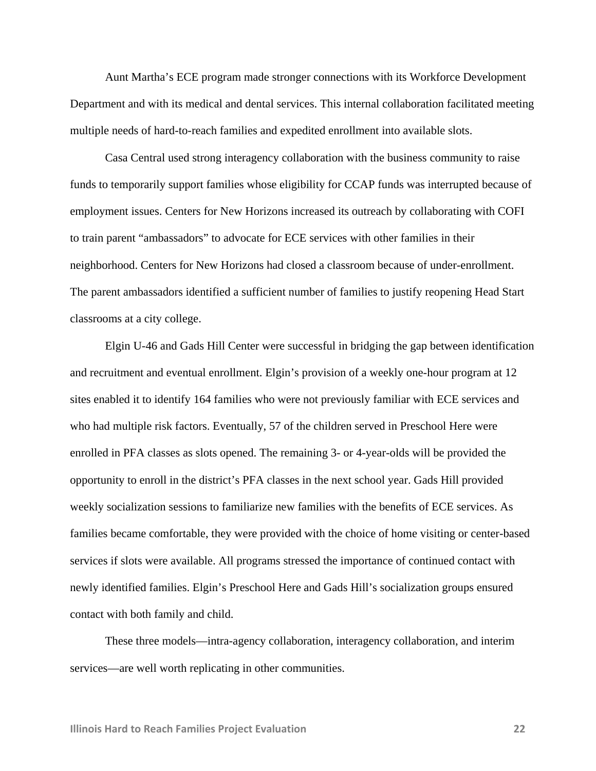Aunt Martha’s ECE program made stronger connections with its Workforce Development Department and with its medical and dental services. This internal collaboration facilitated meeting multiple needs of hard-to-reach families and expedited enrollment into available slots.

Casa Central used strong interagency collaboration with the business community to raise funds to temporarily support families whose eligibility for CCAP funds was interrupted because of employment issues. Centers for New Horizons increased its outreach by collaborating with COFI to train parent “ambassadors” to advocate for ECE services with other families in their neighborhood. Centers for New Horizons had closed a classroom because of under-enrollment. The parent ambassadors identified a sufficient number of families to justify reopening Head Start classrooms at a city college.

Elgin U-46 and Gads Hill Center were successful in bridging the gap between identification and recruitment and eventual enrollment. Elgin’s provision of a weekly one-hour program at 12 sites enabled it to identify 164 families who were not previously familiar with ECE services and who had multiple risk factors. Eventually, 57 of the children served in Preschool Here were enrolled in PFA classes as slots opened. The remaining 3- or 4-year-olds will be provided the opportunity to enroll in the district’s PFA classes in the next school year. Gads Hill provided weekly socialization sessions to familiarize new families with the benefits of ECE services. As families became comfortable, they were provided with the choice of home visiting or center-based services if slots were available. All programs stressed the importance of continued contact with newly identified families. Elgin’s Preschool Here and Gads Hill’s socialization groups ensured contact with both family and child.

These three models—intra-agency collaboration, interagency collaboration, and interim services—are well worth replicating in other communities.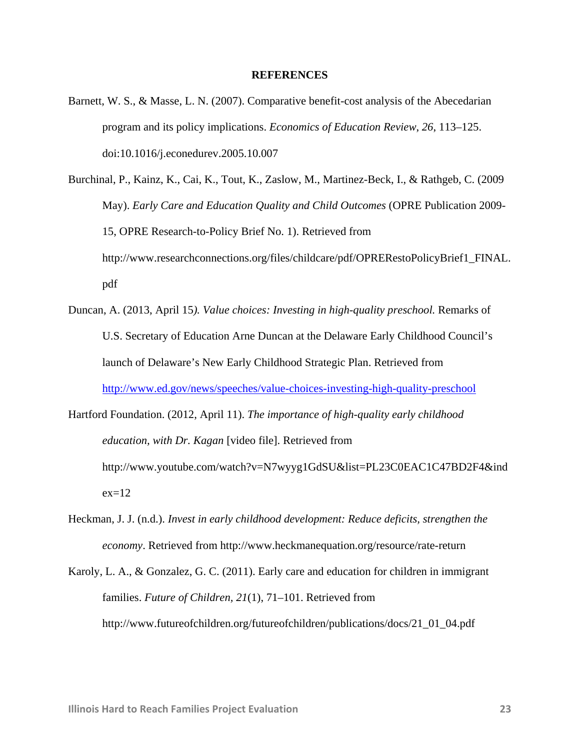## REFERENCES

Barnett, W. S., & Masse, L. N. (2007). Comparative benefit-cost analysis of the Abecedarian program and its policy implications. *Economics of Education Review*, *26*, 113–125. doi:10.1016/j.econedurev.2005.10.007

Burchinal, P., Kainz, K., Cai, K., Tout, K., Zaslow, M., Martinez-Beck, I., & Rathgeb, C. (2009 May). *Early Care and Education Quality and Child Outcomes* (OPRE Publication 2009-15, OPRE Research-to-Policy Brief No. 1). Retrieved from http://www.researchconnections.org/files/childcare/pdf/OPRERestoPolicyBrief1_FINAL.pdf

Duncan, A. (2013, April 15*). Value choices: Investing in high-quality preschool.* Remarks of U.S. Secretary of Education Arne Duncan at the Delaware Early Childhood Council's launch of Delaware's New Early Childhood Strategic Plan. Retrieved from http://www.ed.gov/news/speeches/value-choices-investing-high-quality-preschool

Hartford Foundation. (2012, April 11). *The importance of high-quality early childhood education, with Dr. Kagan* [video file]. Retrieved from http://www.youtube.com/watch?v=N7wyyg1GdSU&list=PL23C0EAC1C47BD2F4&index=12

Heckman, J. J. (n.d.). *Invest in early childhood development: Reduce deficits, strengthen the economy*. Retrieved from http://www.heckmanequation.org/resource/rate-return

Karoly, L. A., & Gonzalez, G. C. (2011). Early care and education for children in immigrant families. *Future of Children, 21*(1), 71–101. Retrieved from http://www.futureofchildren.org/futureofchildren/publications/docs/21_01_04.pdf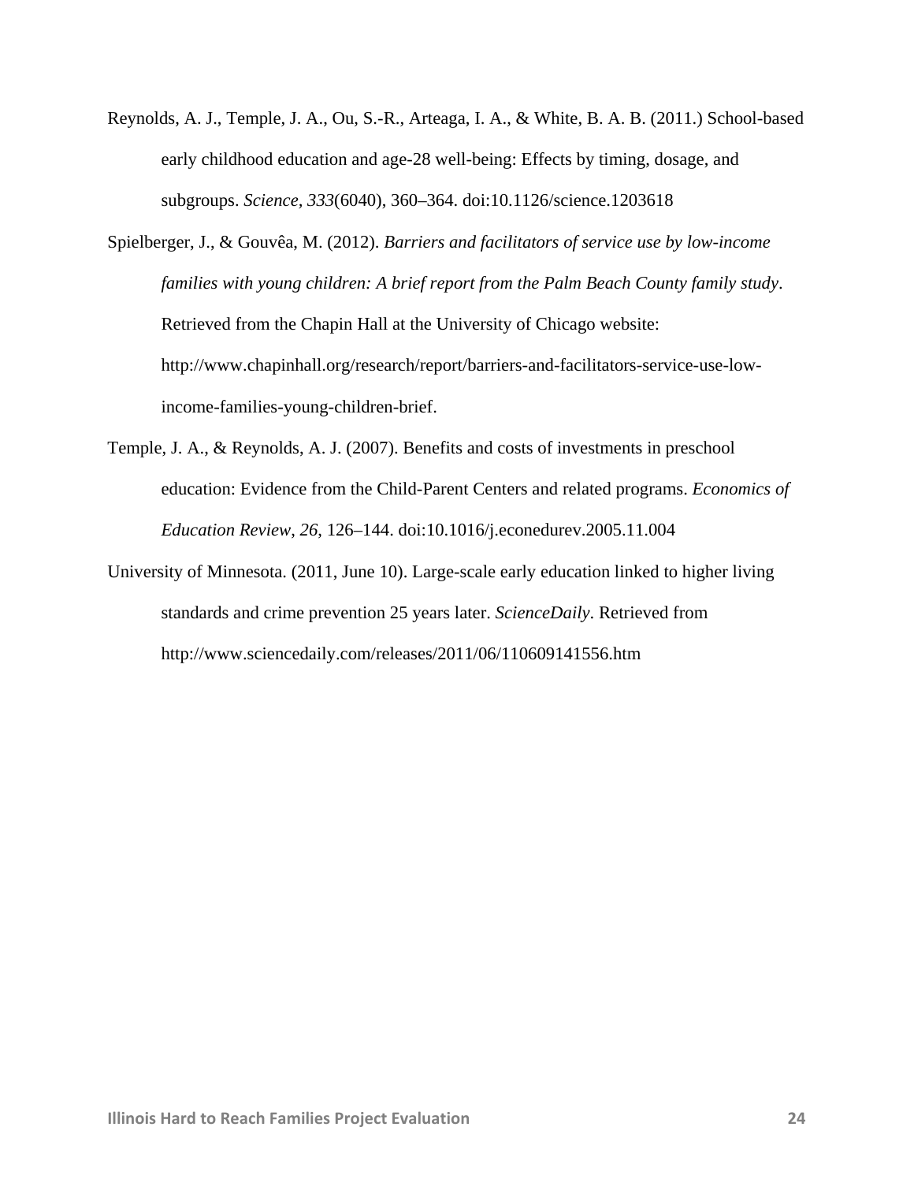Reynolds, A. J., Temple, J. A., Ou, S.-R., Arteaga, I. A., & White, B. A. B. (2011.) School-based early childhood education and age-28 well-being: Effects by timing, dosage, and subgroups. *Science*, *333*(6040), 360–364. doi:10.1126/science.1203618

Spielberger, J., & Gouvêa, M. (2012). *Barriers and facilitators of service use by low-income families with young children: A brief report from the Palm Beach County family study*. Retrieved from the Chapin Hall at the University of Chicago website: http://www.chapinhall.org/research/report/barriers-and-facilitators-service-use-low-income-families-young-children-brief.

Temple, J. A., & Reynolds, A. J. (2007). Benefits and costs of investments in preschool education: Evidence from the Child-Parent Centers and related programs. *Economics of Education Review*, *26*, 126–144. doi:10.1016/j.econedurev.2005.11.004

University of Minnesota. (2011, June 10). Large-scale early education linked to higher living standards and crime prevention 25 years later. *ScienceDaily*. Retrieved from http://www.sciencedaily.com/releases/2011/06/110609141556.htm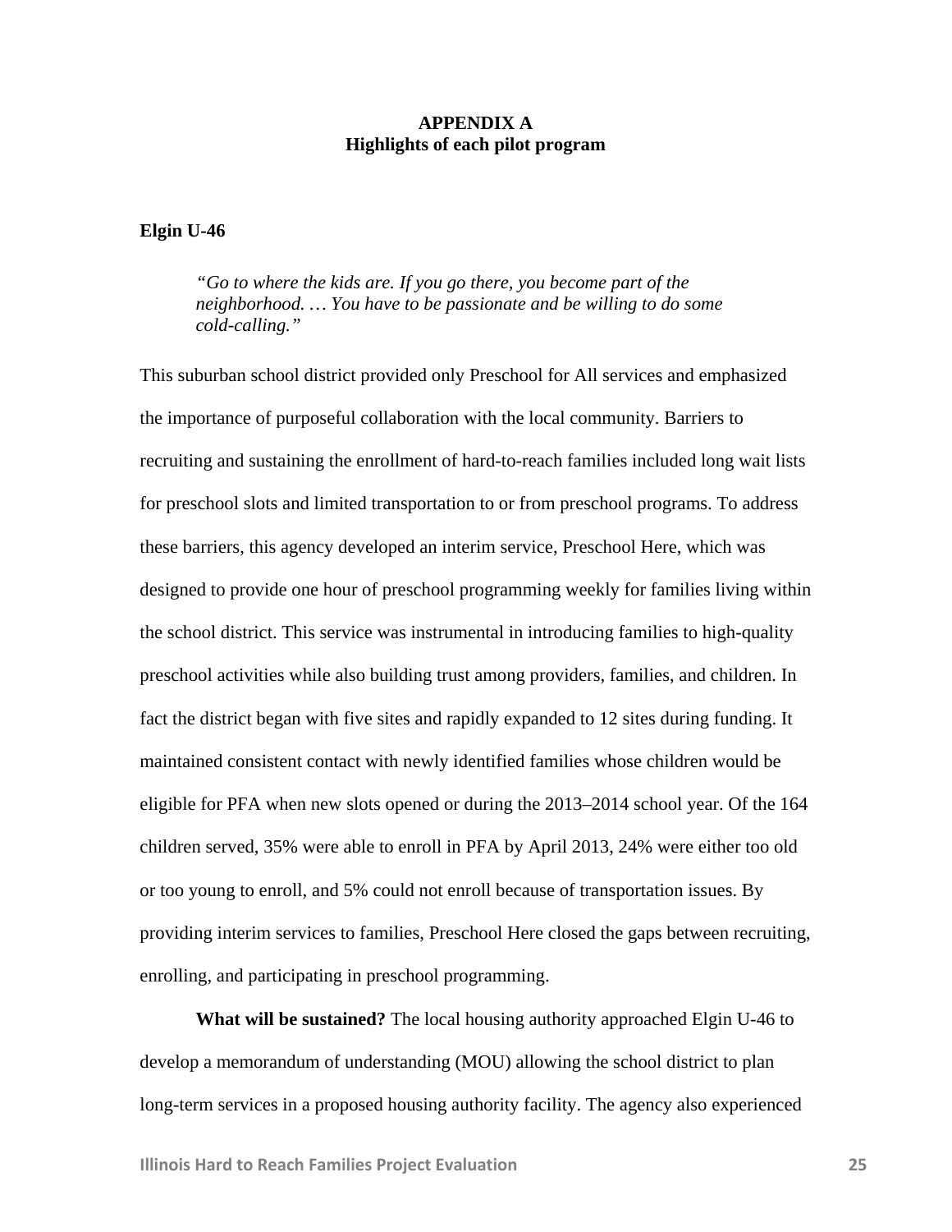# APPENDIX A
## Highlights of each pilot program

### Elgin U-46

> *"Go to where the kids are. If you go there, you become part of the neighborhood. … You have to be passionate and be willing to do some cold-calling."*

This suburban school district provided only Preschool for All services and emphasized the importance of purposeful collaboration with the local community. Barriers to recruiting and sustaining the enrollment of hard-to-reach families included long wait lists for preschool slots and limited transportation to or from preschool programs. To address these barriers, this agency developed an interim service, Preschool Here, which was designed to provide one hour of preschool programming weekly for families living within the school district. This service was instrumental in introducing families to high-quality preschool activities while also building trust among providers, families, and children. In fact the district began with five sites and rapidly expanded to 12 sites during funding. It maintained consistent contact with newly identified families whose children would be eligible for PFA when new slots opened or during the 2013–2014 school year. Of the 164 children served, 35% were able to enroll in PFA by April 2013, 24% were either too old or too young to enroll, and 5% could not enroll because of transportation issues. By providing interim services to families, Preschool Here closed the gaps between recruiting, enrolling, and participating in preschool programming.

**What will be sustained?** The local housing authority approached Elgin U-46 to develop a memorandum of understanding (MOU) allowing the school district to plan long-term services in a proposed housing authority facility. The agency also experienced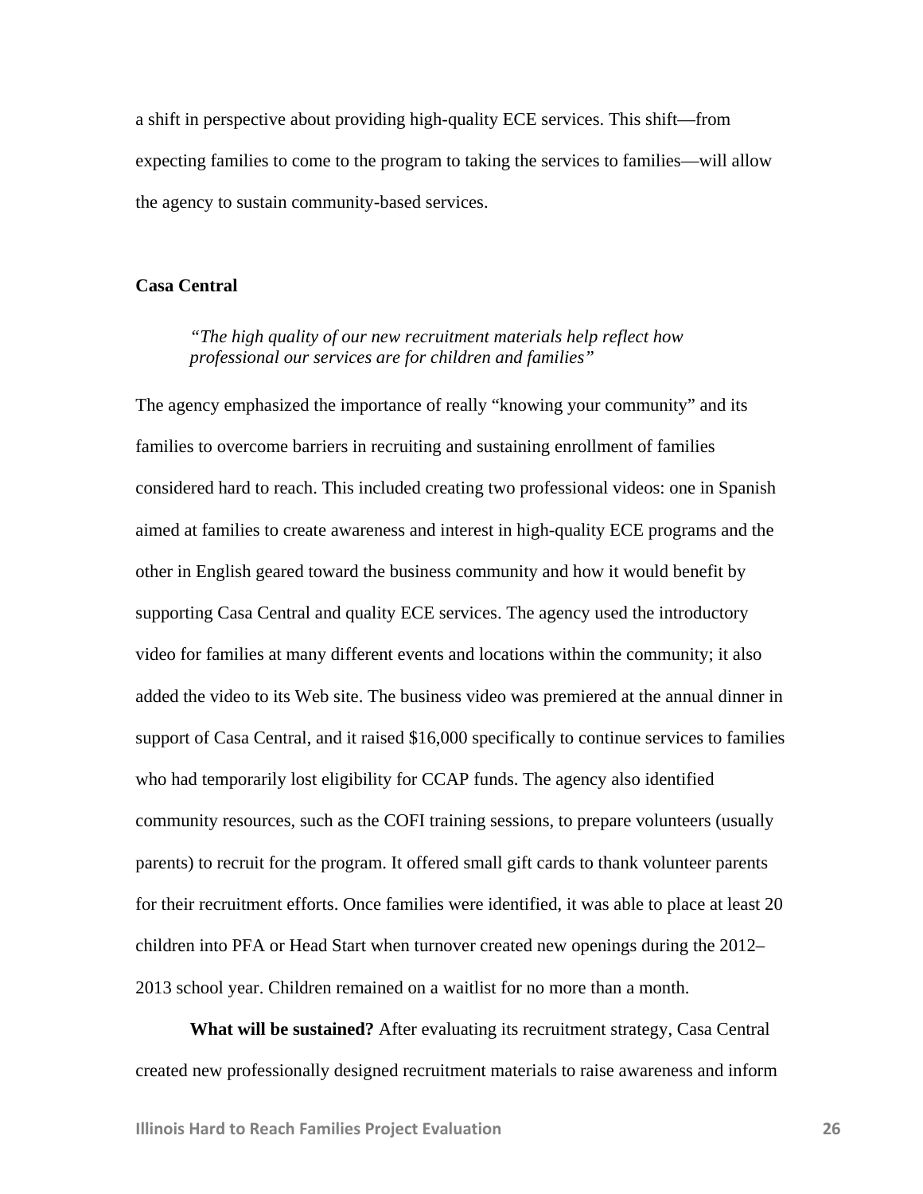a shift in perspective about providing high-quality ECE services. This shift—from expecting families to come to the program to taking the services to families—will allow the agency to sustain community-based services.

### Casa Central

> *"The high quality of our new recruitment materials help reflect how professional our services are for children and families"*

The agency emphasized the importance of really "knowing your community" and its families to overcome barriers in recruiting and sustaining enrollment of families considered hard to reach. This included creating two professional videos: one in Spanish aimed at families to create awareness and interest in high-quality ECE programs and the other in English geared toward the business community and how it would benefit by supporting Casa Central and quality ECE services. The agency used the introductory video for families at many different events and locations within the community; it also added the video to its Web site. The business video was premiered at the annual dinner in support of Casa Central, and it raised $16,000 specifically to continue services to families who had temporarily lost eligibility for CCAP funds. The agency also identified community resources, such as the COFI training sessions, to prepare volunteers (usually parents) to recruit for the program. It offered small gift cards to thank volunteer parents for their recruitment efforts. Once families were identified, it was able to place at least 20 children into PFA or Head Start when turnover created new openings during the 2012–2013 school year. Children remained on a waitlist for no more than a month.

**What will be sustained?** After evaluating its recruitment strategy, Casa Central created new professionally designed recruitment materials to raise awareness and inform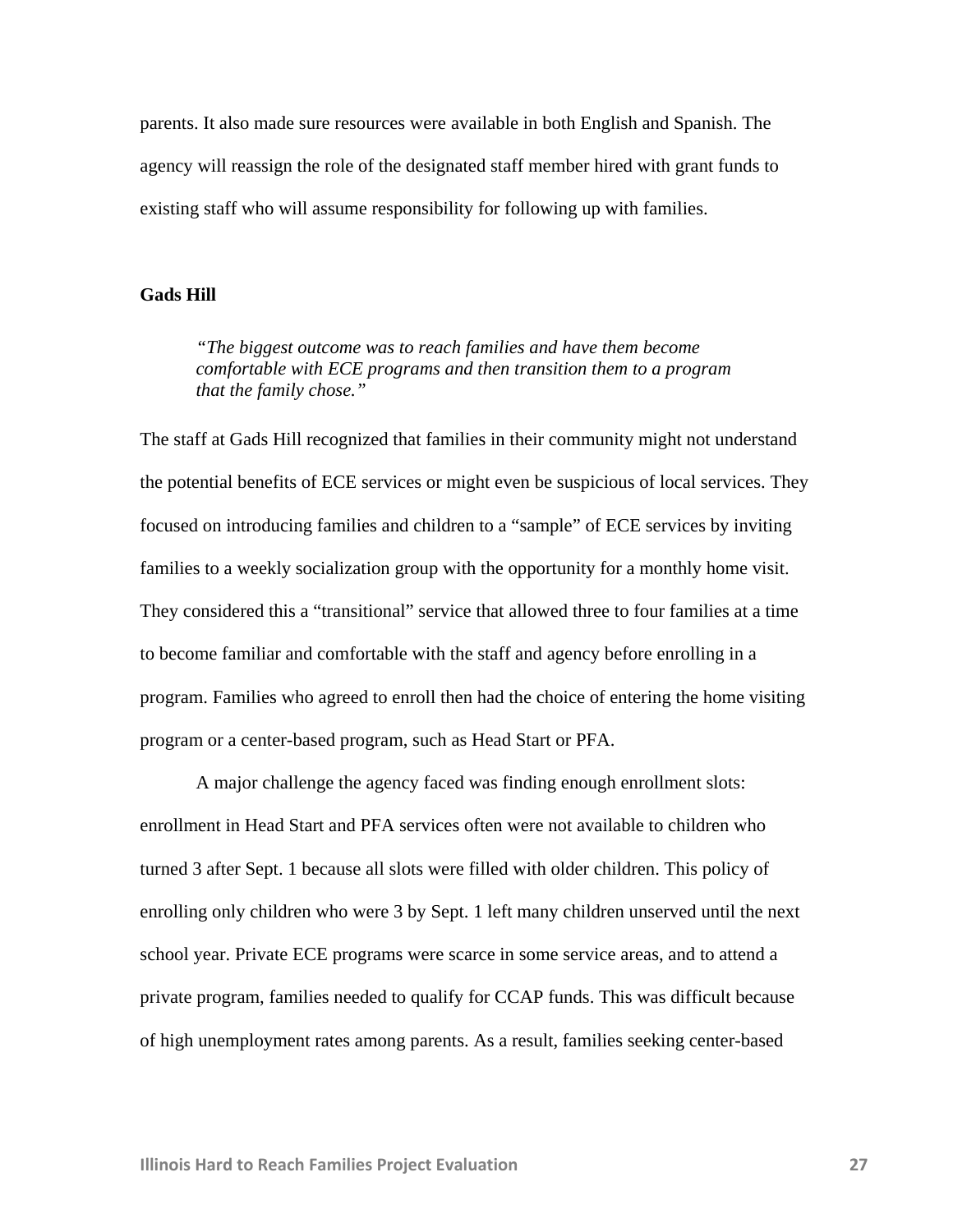parents. It also made sure resources were available in both English and Spanish. The agency will reassign the role of the designated staff member hired with grant funds to existing staff who will assume responsibility for following up with families.

### Gads Hill

> *"The biggest outcome was to reach families and have them become comfortable with ECE programs and then transition them to a program that the family chose."*

The staff at Gads Hill recognized that families in their community might not understand the potential benefits of ECE services or might even be suspicious of local services. They focused on introducing families and children to a "sample" of ECE services by inviting families to a weekly socialization group with the opportunity for a monthly home visit. They considered this a "transitional" service that allowed three to four families at a time to become familiar and comfortable with the staff and agency before enrolling in a program. Families who agreed to enroll then had the choice of entering the home visiting program or a center-based program, such as Head Start or PFA.

A major challenge the agency faced was finding enough enrollment slots: enrollment in Head Start and PFA services often were not available to children who turned 3 after Sept. 1 because all slots were filled with older children. This policy of enrolling only children who were 3 by Sept. 1 left many children unserved until the next school year. Private ECE programs were scarce in some service areas, and to attend a private program, families needed to qualify for CCAP funds. This was difficult because of high unemployment rates among parents. As a result, families seeking center-based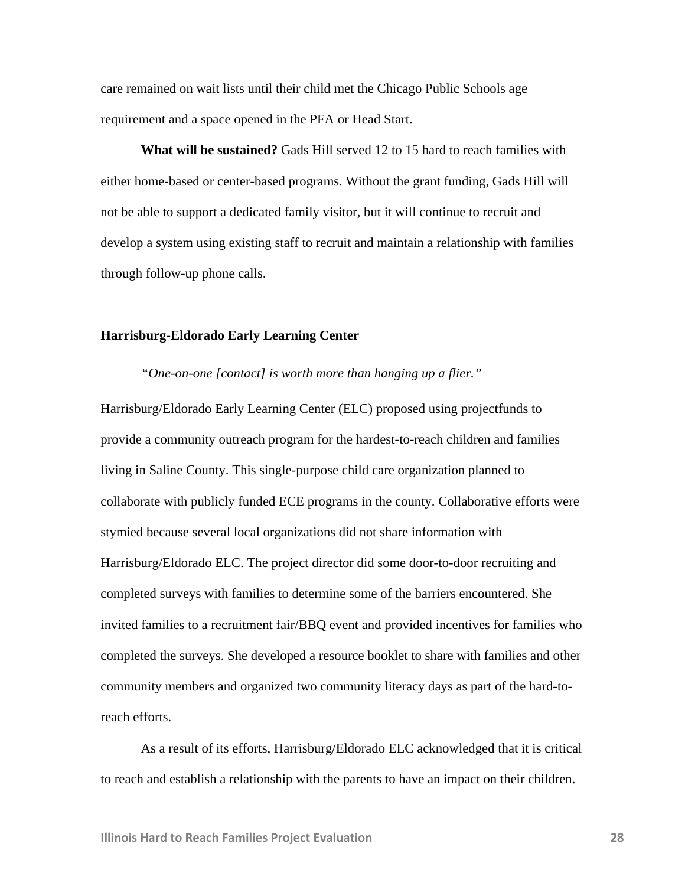care remained on wait lists until their child met the Chicago Public Schools age requirement and a space opened in the PFA or Head Start.

**What will be sustained?** Gads Hill served 12 to 15 hard to reach families with either home-based or center-based programs. Without the grant funding, Gads Hill will not be able to support a dedicated family visitor, but it will continue to recruit and develop a system using existing staff to recruit and maintain a relationship with families through follow-up phone calls.

### Harrisburg-Eldorado Early Learning Center

*"One-on-one [contact] is worth more than hanging up a flier."*

Harrisburg/Eldorado Early Learning Center (ELC) proposed using projectfunds to provide a community outreach program for the hardest-to-reach children and families living in Saline County. This single-purpose child care organization planned to collaborate with publicly funded ECE programs in the county. Collaborative efforts were stymied because several local organizations did not share information with Harrisburg/Eldorado ELC. The project director did some door-to-door recruiting and completed surveys with families to determine some of the barriers encountered. She invited families to a recruitment fair/BBQ event and provided incentives for families who completed the surveys. She developed a resource booklet to share with families and other community members and organized two community literacy days as part of the hard-to-reach efforts.

As a result of its efforts, Harrisburg/Eldorado ELC acknowledged that it is critical to reach and establish a relationship with the parents to have an impact on their children.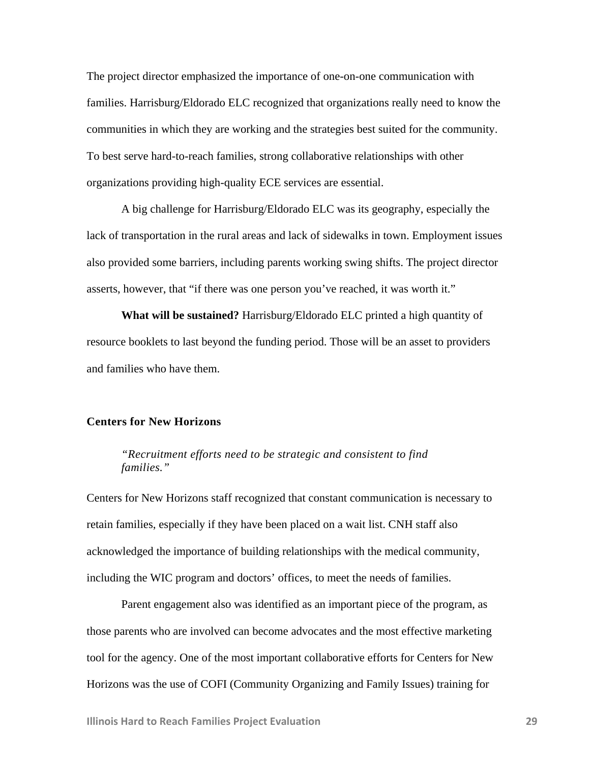The project director emphasized the importance of one-on-one communication with families. Harrisburg/Eldorado ELC recognized that organizations really need to know the communities in which they are working and the strategies best suited for the community. To best serve hard-to-reach families, strong collaborative relationships with other organizations providing high-quality ECE services are essential.

A big challenge for Harrisburg/Eldorado ELC was its geography, especially the lack of transportation in the rural areas and lack of sidewalks in town. Employment issues also provided some barriers, including parents working swing shifts. The project director asserts, however, that "if there was one person you've reached, it was worth it."

**What will be sustained?** Harrisburg/Eldorado ELC printed a high quantity of resource booklets to last beyond the funding period. Those will be an asset to providers and families who have them.

### Centers for New Horizons

> *"Recruitment efforts need to be strategic and consistent to find families."*

Centers for New Horizons staff recognized that constant communication is necessary to retain families, especially if they have been placed on a wait list. CNH staff also acknowledged the importance of building relationships with the medical community, including the WIC program and doctors' offices, to meet the needs of families.

Parent engagement also was identified as an important piece of the program, as those parents who are involved can become advocates and the most effective marketing tool for the agency. One of the most important collaborative efforts for Centers for New Horizons was the use of COFI (Community Organizing and Family Issues) training for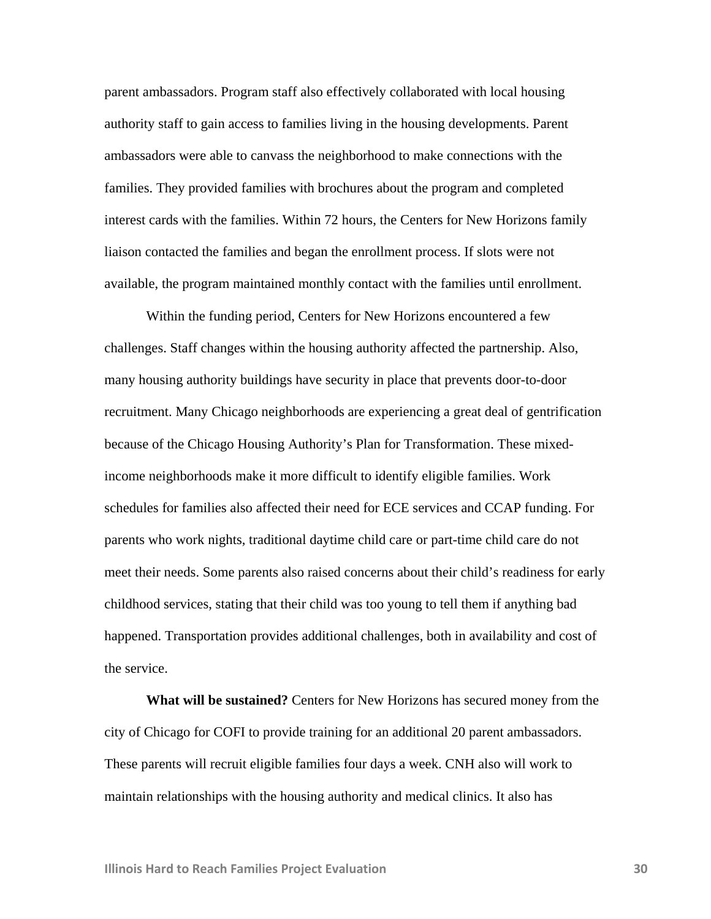parent ambassadors. Program staff also effectively collaborated with local housing authority staff to gain access to families living in the housing developments. Parent ambassadors were able to canvass the neighborhood to make connections with the families. They provided families with brochures about the program and completed interest cards with the families. Within 72 hours, the Centers for New Horizons family liaison contacted the families and began the enrollment process. If slots were not available, the program maintained monthly contact with the families until enrollment.

Within the funding period, Centers for New Horizons encountered a few challenges. Staff changes within the housing authority affected the partnership. Also, many housing authority buildings have security in place that prevents door-to-door recruitment. Many Chicago neighborhoods are experiencing a great deal of gentrification because of the Chicago Housing Authority's Plan for Transformation. These mixed-income neighborhoods make it more difficult to identify eligible families. Work schedules for families also affected their need for ECE services and CCAP funding. For parents who work nights, traditional daytime child care or part-time child care do not meet their needs. Some parents also raised concerns about their child's readiness for early childhood services, stating that their child was too young to tell them if anything bad happened. Transportation provides additional challenges, both in availability and cost of the service.

**What will be sustained?** Centers for New Horizons has secured money from the city of Chicago for COFI to provide training for an additional 20 parent ambassadors. These parents will recruit eligible families four days a week. CNH also will work to maintain relationships with the housing authority and medical clinics. It also has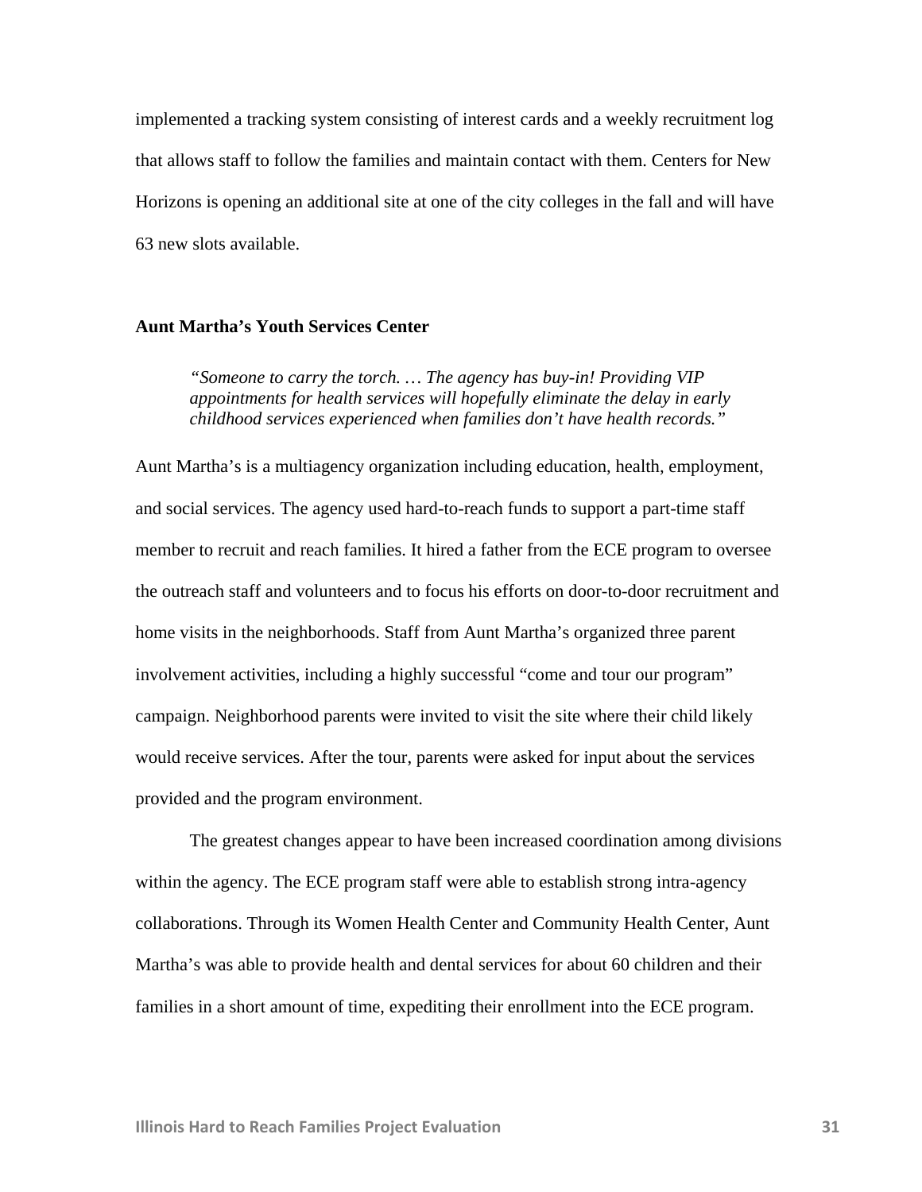implemented a tracking system consisting of interest cards and a weekly recruitment log that allows staff to follow the families and maintain contact with them. Centers for New Horizons is opening an additional site at one of the city colleges in the fall and will have 63 new slots available.

### Aunt Martha's Youth Services Center

> *"Someone to carry the torch. … The agency has buy-in! Providing VIP appointments for health services will hopefully eliminate the delay in early childhood services experienced when families don't have health records."*

Aunt Martha's is a multiagency organization including education, health, employment, and social services. The agency used hard-to-reach funds to support a part-time staff member to recruit and reach families. It hired a father from the ECE program to oversee the outreach staff and volunteers and to focus his efforts on door-to-door recruitment and home visits in the neighborhoods. Staff from Aunt Martha's organized three parent involvement activities, including a highly successful "come and tour our program" campaign. Neighborhood parents were invited to visit the site where their child likely would receive services. After the tour, parents were asked for input about the services provided and the program environment.

The greatest changes appear to have been increased coordination among divisions within the agency. The ECE program staff were able to establish strong intra-agency collaborations. Through its Women Health Center and Community Health Center, Aunt Martha's was able to provide health and dental services for about 60 children and their families in a short amount of time, expediting their enrollment into the ECE program.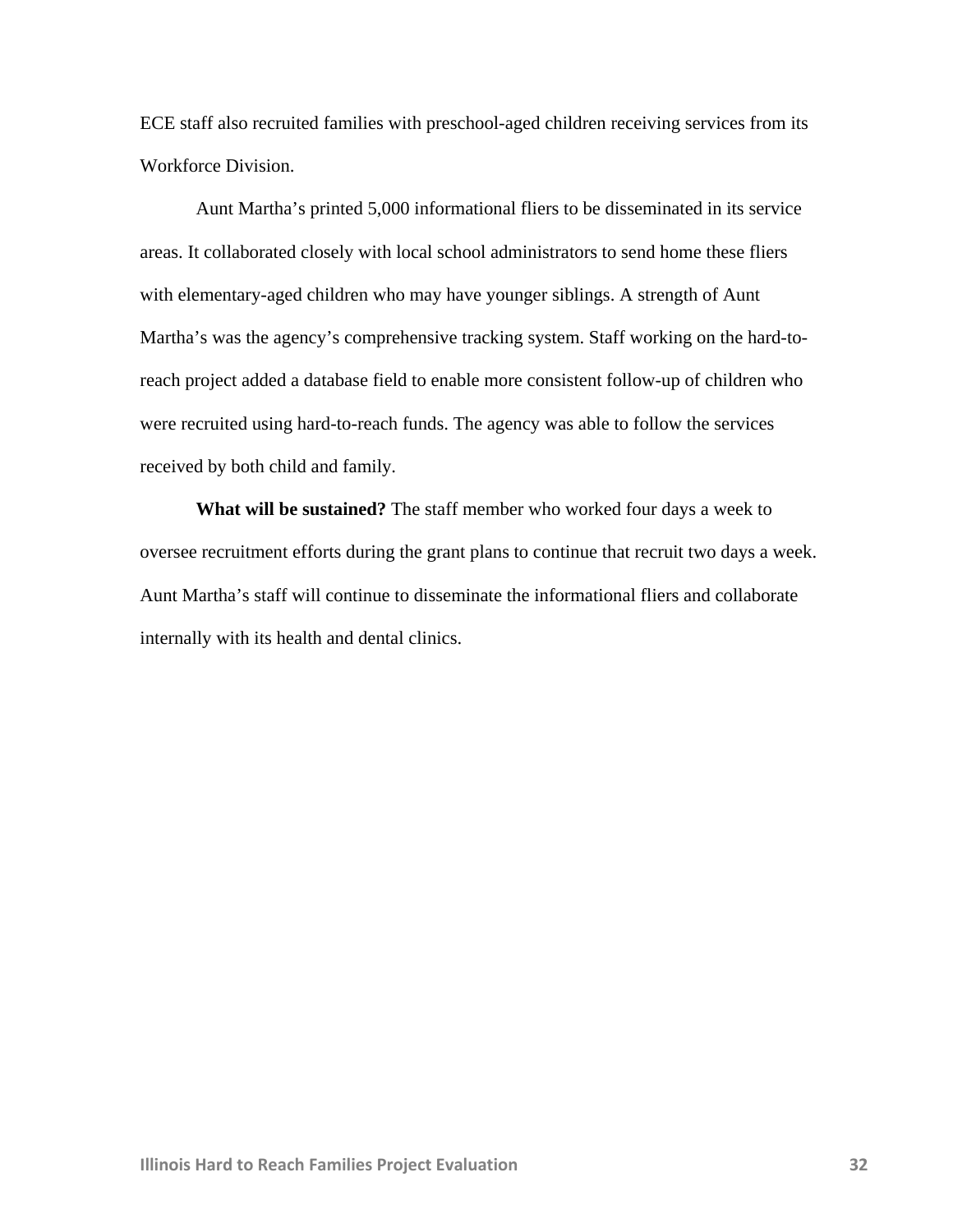ECE staff also recruited families with preschool-aged children receiving services from its Workforce Division.

Aunt Martha's printed 5,000 informational fliers to be disseminated in its service areas. It collaborated closely with local school administrators to send home these fliers with elementary-aged children who may have younger siblings. A strength of Aunt Martha's was the agency's comprehensive tracking system. Staff working on the hard-to-reach project added a database field to enable more consistent follow-up of children who were recruited using hard-to-reach funds. The agency was able to follow the services received by both child and family.

**What will be sustained?** The staff member who worked four days a week to oversee recruitment efforts during the grant plans to continue that recruit two days a week. Aunt Martha's staff will continue to disseminate the informational fliers and collaborate internally with its health and dental clinics.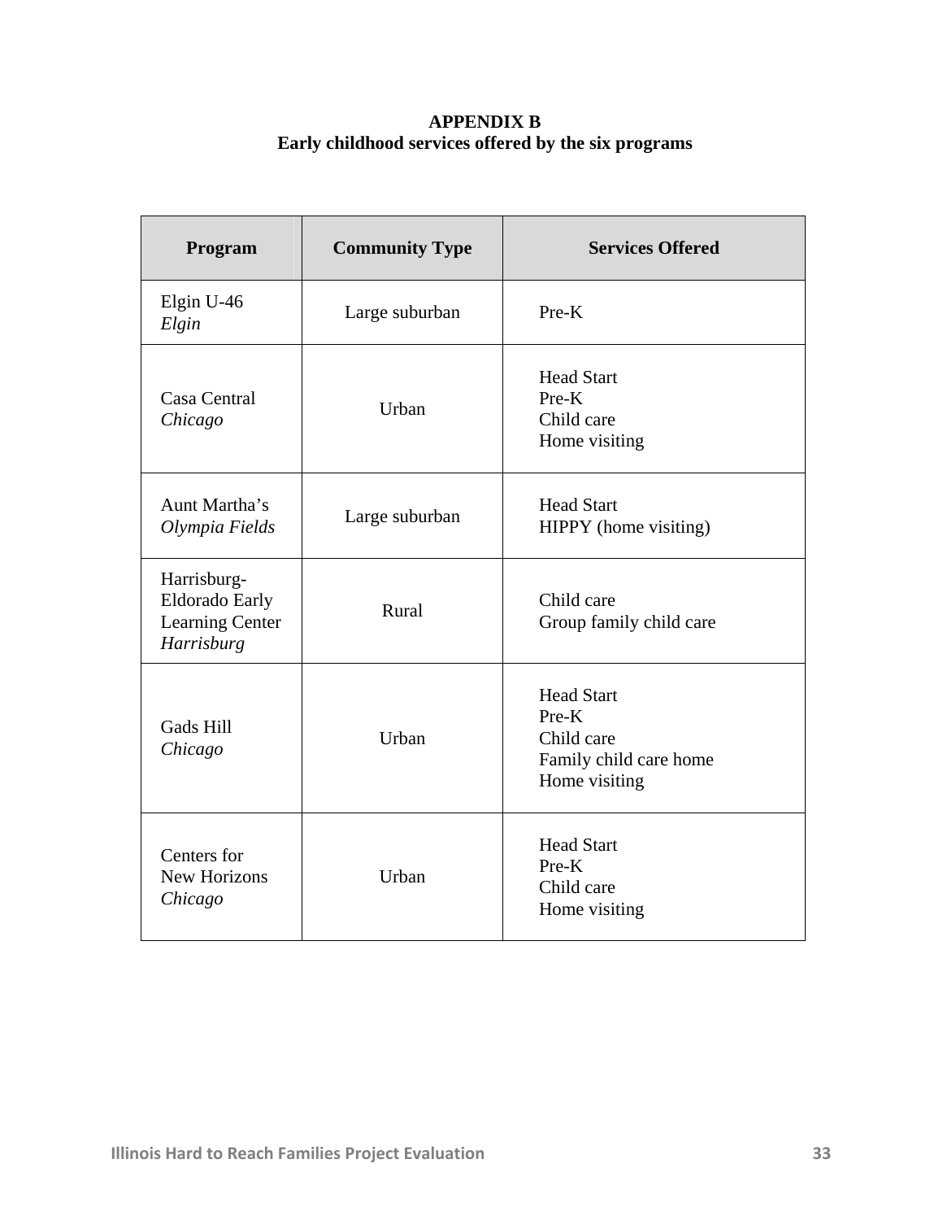# APPENDIX B
## Early childhood services offered by the six programs

| Program | Community Type | Services Offered |
|---|---|---|
| Elgin U-46<br>*Elgin* | Large suburban | Pre-K |
| Casa Central<br>*Chicago* | Urban | Head Start<br>Pre-K<br>Child care<br>Home visiting |
| Aunt Martha's<br>*Olympia Fields* | Large suburban | Head Start<br>HIPPY (home visiting) |
| Harrisburg-Eldorado Early Learning Center<br>*Harrisburg* | Rural | Child care<br>Group family child care |
| Gads Hill<br>*Chicago* | Urban | Head Start<br>Pre-K<br>Child care<br>Family child care home<br>Home visiting |
| Centers for New Horizons<br>*Chicago* | Urban | Head Start<br>Pre-K<br>Child care<br>Home visiting |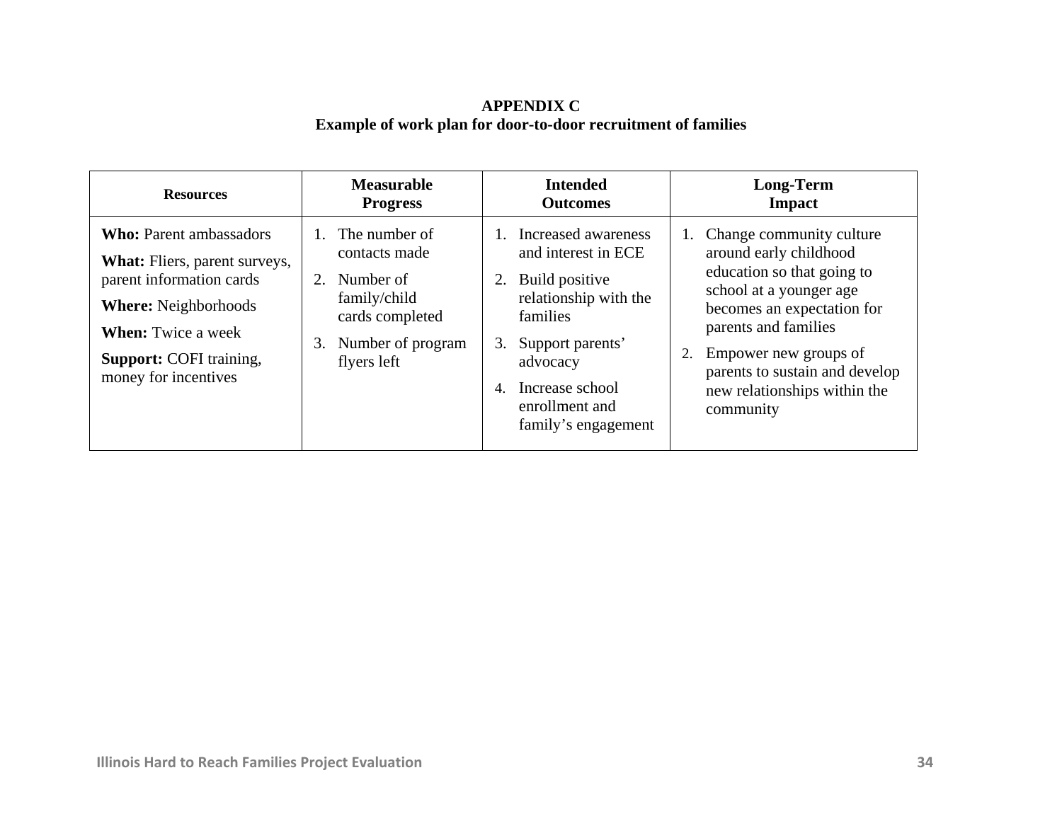# APPENDIX C

## Example of work plan for door-to-door recruitment of families

| Resources | Measurable Progress | Intended Outcomes | Long-Term Impact |
|---|---|---|---|
| **Who:** Parent ambassadors<br>**What:** Fliers, parent surveys, parent information cards<br>**Where:** Neighborhoods<br>**When:** Twice a week<br>**Support:** COFI training, money for incentives | 1. The number of contacts made<br>2. Number of family/child cards completed<br>3. Number of program flyers left | 1. Increased awareness and interest in ECE<br>2. Build positive relationship with the families<br>3. Support parents' advocacy<br>4. Increase school enrollment and family's engagement | 1. Change community culture around early childhood education so that going to school at a younger age becomes an expectation for parents and families<br>2. Empower new groups of parents to sustain and develop new relationships within the community |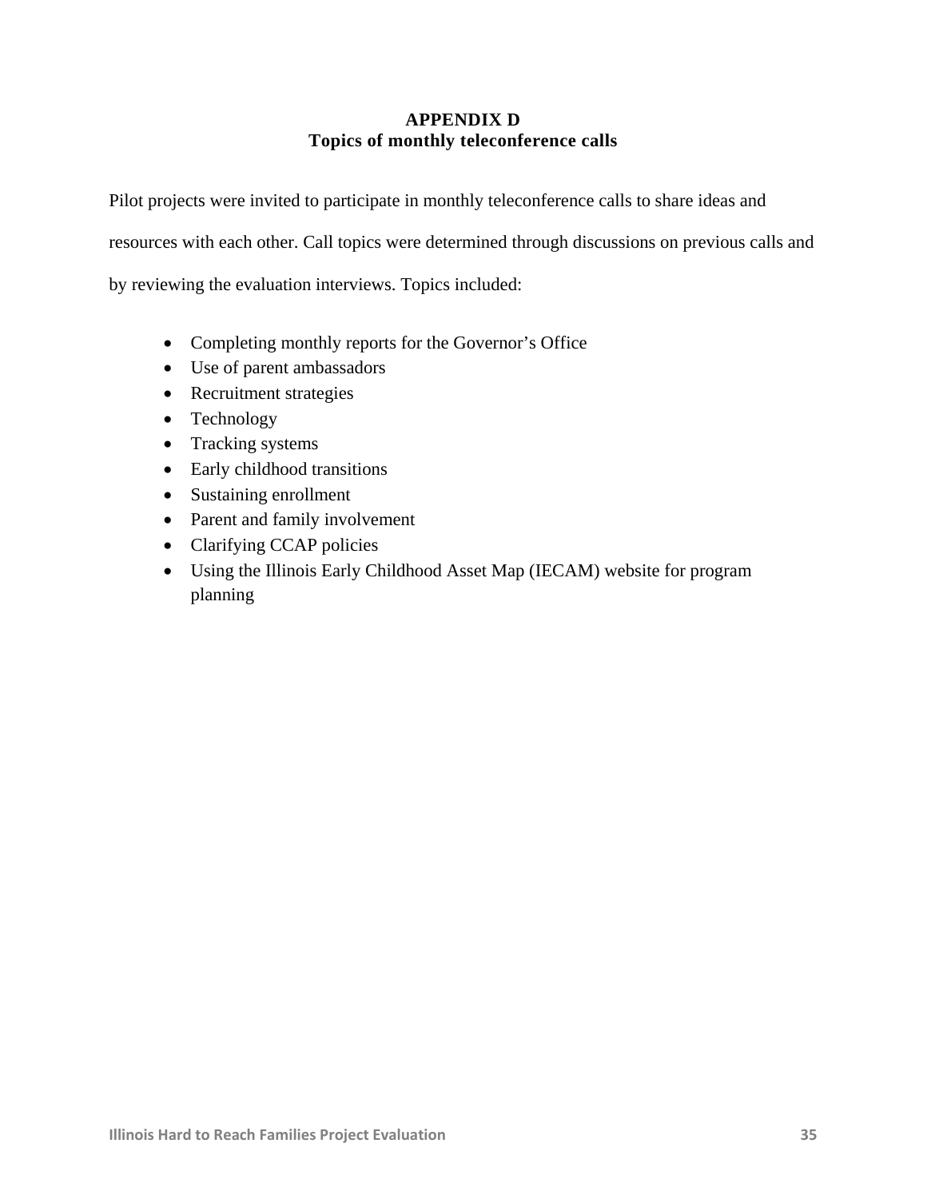# APPENDIX D
## Topics of monthly teleconference calls

Pilot projects were invited to participate in monthly teleconference calls to share ideas and resources with each other. Call topics were determined through discussions on previous calls and by reviewing the evaluation interviews. Topics included:

- Completing monthly reports for the Governor's Office
- Use of parent ambassadors
- Recruitment strategies
- Technology
- Tracking systems
- Early childhood transitions
- Sustaining enrollment
- Parent and family involvement
- Clarifying CCAP policies
- Using the Illinois Early Childhood Asset Map (IECAM) website for program planning